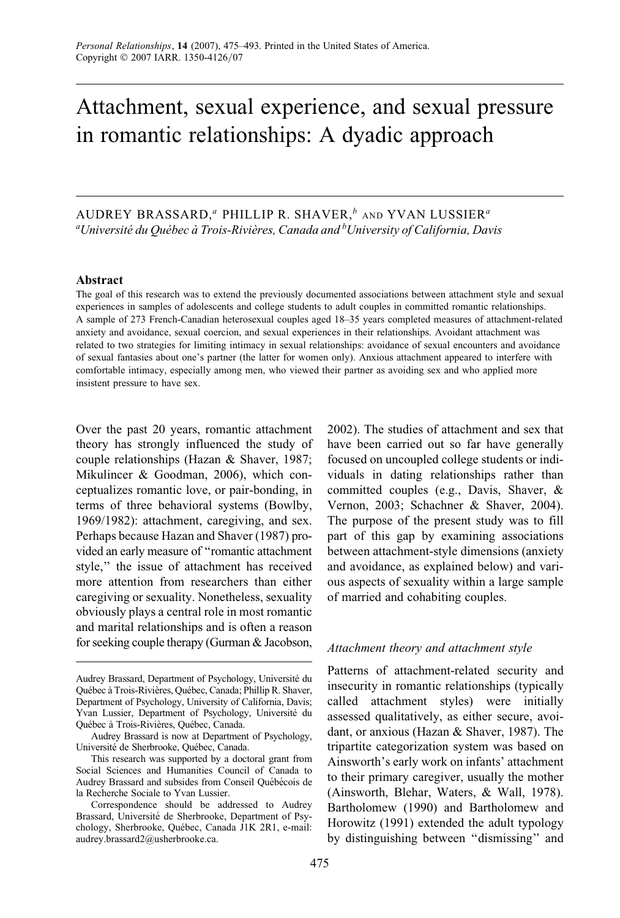# Attachment, sexual experience, and sexual pressure in romantic relationships: A dyadic approach

AUDREY BRASSARD,[a] PHILLIP R. SHAVER,[b] AND YVAN LUSSIER[a]

[a]*Université du Québec à Trois-Rivières, Canada and* [b]*University of California, Davis*

### Abstract

The goal of this research was to extend the previously documented associations between attachment style and sexual experiences in samples of adolescents and college students to adult couples in committed romantic relationships. A sample of 273 French-Canadian heterosexual couples aged 18–35 years completed measures of attachment-related anxiety and avoidance, sexual coercion, and sexual experiences in their relationships. Avoidant attachment was related to two strategies for limiting intimacy in sexual relationships: avoidance of sexual encounters and avoidance of sexual fantasies about one's partner (the latter for women only). Anxious attachment appeared to interfere with comfortable intimacy, especially among men, who viewed their partner as avoiding sex and who applied more insistent pressure to have sex.

Over the past 20 years, romantic attachment theory has strongly influenced the study of couple relationships (Hazan & Shaver, 1987; Mikulincer & Goodman, 2006), which conceptualizes romantic love, or pair-bonding, in terms of three behavioral systems (Bowlby, 1969/1982): attachment, caregiving, and sex. Perhaps because Hazan and Shaver (1987) provided an early measure of "romantic attachment style," the issue of attachment has received more attention from researchers than either caregiving or sexuality. Nonetheless, sexuality obviously plays a central role in most romantic and marital relationships and is often a reason for seeking couple therapy (Gurman & Jacobson, 2002). The studies of attachment and sex that have been carried out so far have generally focused on uncoupled college students or individuals in dating relationships rather than committed couples (e.g., Davis, Shaver, & Vernon, 2003; Schachner & Shaver, 2004). The purpose of the present study was to fill part of this gap by examining associations between attachment-style dimensions (anxiety and avoidance, as explained below) and various aspects of sexuality within a large sample of married and cohabiting couples.

## Attachment theory and attachment style

Patterns of attachment-related security and insecurity in romantic relationships (typically called attachment styles) were initially assessed qualitatively, as either secure, avoidant, or anxious (Hazan & Shaver, 1987). The tripartite categorization system was based on Ainsworth's early work on infants' attachment to their primary caregiver, usually the mother (Ainsworth, Blehar, Waters, & Wall, 1978). Bartholomew (1990) and Bartholomew and Horowitz (1991) extended the adult typology by distinguishing between "dismissing" and

---

Audrey Brassard, Department of Psychology, Université du Québec à Trois-Rivières, Québec, Canada; Phillip R. Shaver, Department of Psychology, University of California, Davis; Yvan Lussier, Department of Psychology, Université du Québec à Trois-Rivières, Québec, Canada.

Audrey Brassard is now at Department of Psychology, Université de Sherbrooke, Québec, Canada.

This research was supported by a doctoral grant from Social Sciences and Humanities Council of Canada to Audrey Brassard and subsides from Conseil Québécois de la Recherche Sociale to Yvan Lussier.

Correspondence should be addressed to Audrey Brassard, Université de Sherbrooke, Department of Psychology, Sherbrooke, Québec, Canada J1K 2R1, e-mail: audrey.brassard2@usherbrooke.ca.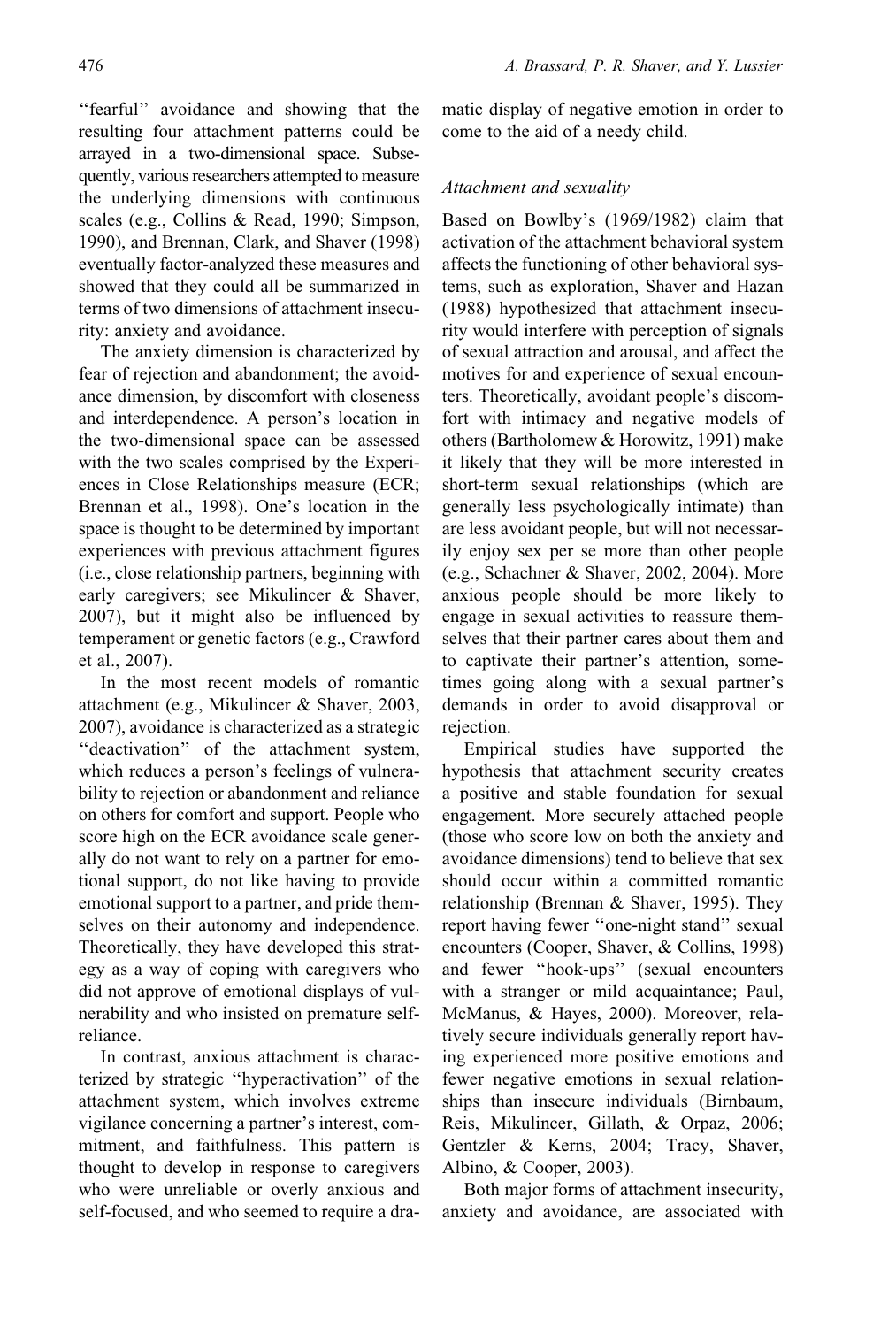"fearful" avoidance and showing that the resulting four attachment patterns could be arrayed in a two-dimensional space. Subsequently, various researchers attempted to measure the underlying dimensions with continuous scales (e.g., Collins & Read, 1990; Simpson, 1990), and Brennan, Clark, and Shaver (1998) eventually factor-analyzed these measures and showed that they could all be summarized in terms of two dimensions of attachment insecurity: anxiety and avoidance.

The anxiety dimension is characterized by fear of rejection and abandonment; the avoidance dimension, by discomfort with closeness and interdependence. A person's location in the two-dimensional space can be assessed with the two scales comprised by the Experiences in Close Relationships measure (ECR; Brennan et al., 1998). One's location in the space is thought to be determined by important experiences with previous attachment figures (i.e., close relationship partners, beginning with early caregivers; see Mikulincer & Shaver, 2007), but it might also be influenced by temperament or genetic factors (e.g., Crawford et al., 2007).

In the most recent models of romantic attachment (e.g., Mikulincer & Shaver, 2003, 2007), avoidance is characterized as a strategic "deactivation" of the attachment system, which reduces a person's feelings of vulnerability to rejection or abandonment and reliance on others for comfort and support. People who score high on the ECR avoidance scale generally do not want to rely on a partner for emotional support, do not like having to provide emotional support to a partner, and pride themselves on their autonomy and independence. Theoretically, they have developed this strategy as a way of coping with caregivers who did not approve of emotional displays of vulnerability and who insisted on premature self-reliance.

In contrast, anxious attachment is characterized by strategic "hyperactivation" of the attachment system, which involves extreme vigilance concerning a partner's interest, commitment, and faithfulness. This pattern is thought to develop in response to caregivers who were unreliable or overly anxious and self-focused, and who seemed to require a dramatic display of negative emotion in order to come to the aid of a needy child.

### *Attachment and sexuality*

Based on Bowlby's (1969/1982) claim that activation of the attachment behavioral system affects the functioning of other behavioral systems, such as exploration, Shaver and Hazan (1988) hypothesized that attachment insecurity would interfere with perception of signals of sexual attraction and arousal, and affect the motives for and experience of sexual encounters. Theoretically, avoidant people's discomfort with intimacy and negative models of others (Bartholomew & Horowitz, 1991) make it likely that they will be more interested in short-term sexual relationships (which are generally less psychologically intimate) than are less avoidant people, but will not necessarily enjoy sex per se more than other people (e.g., Schachner & Shaver, 2002, 2004). More anxious people should be more likely to engage in sexual activities to reassure themselves that their partner cares about them and to captivate their partner's attention, sometimes going along with a sexual partner's demands in order to avoid disapproval or rejection.

Empirical studies have supported the hypothesis that attachment security creates a positive and stable foundation for sexual engagement. More securely attached people (those who score low on both the anxiety and avoidance dimensions) tend to believe that sex should occur within a committed romantic relationship (Brennan & Shaver, 1995). They report having fewer "one-night stand" sexual encounters (Cooper, Shaver, & Collins, 1998) and fewer "hook-ups" (sexual encounters with a stranger or mild acquaintance; Paul, McManus, & Hayes, 2000). Moreover, relatively secure individuals generally report having experienced more positive emotions and fewer negative emotions in sexual relationships than insecure individuals (Birnbaum, Reis, Mikulincer, Gillath, & Orpaz, 2006; Gentzler & Kerns, 2004; Tracy, Shaver, Albino, & Cooper, 2003).

Both major forms of attachment insecurity, anxiety and avoidance, are associated with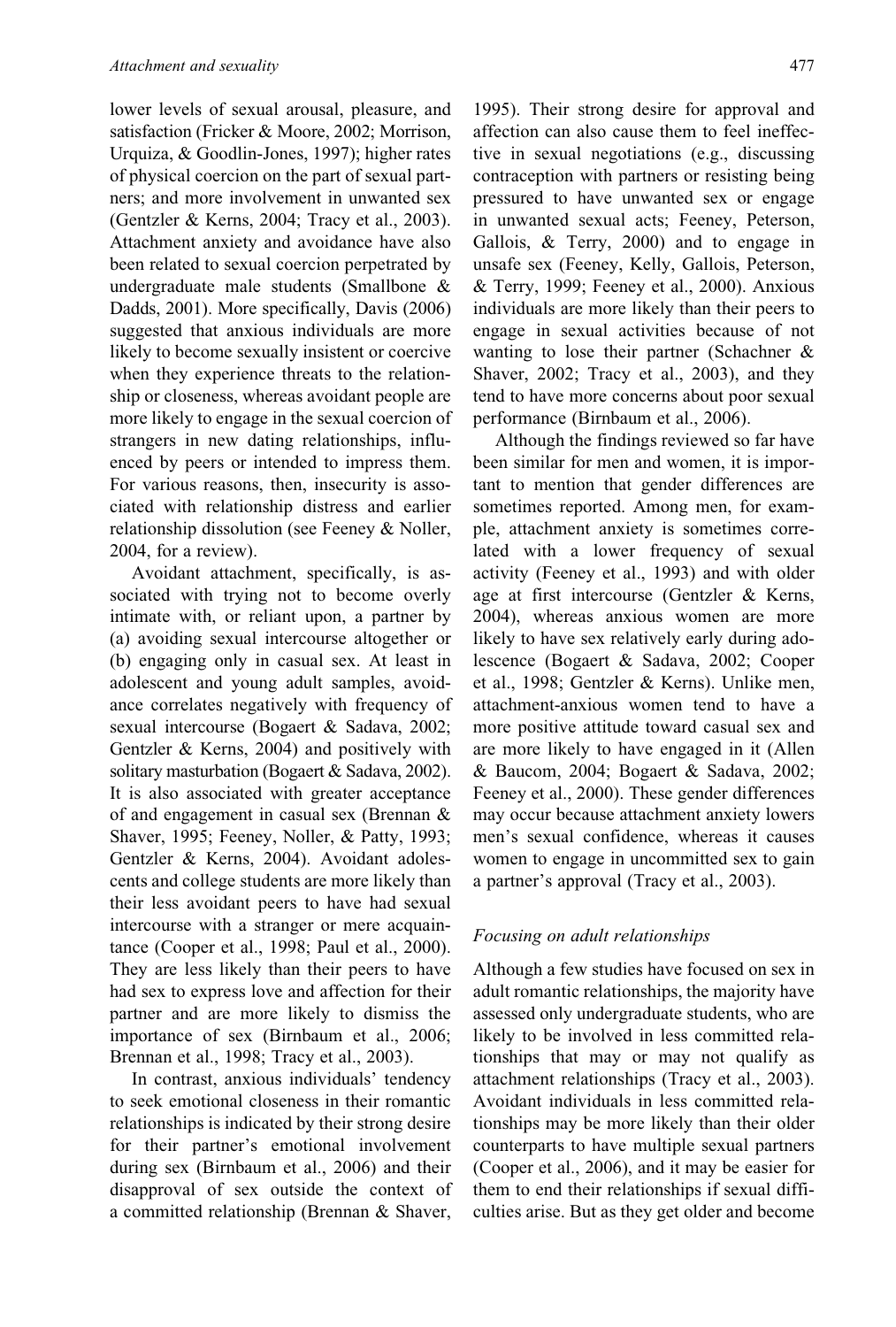lower levels of sexual arousal, pleasure, and satisfaction (Fricker & Moore, 2002; Morrison, Urquiza, & Goodlin-Jones, 1997); higher rates of physical coercion on the part of sexual partners; and more involvement in unwanted sex (Gentzler & Kerns, 2004; Tracy et al., 2003). Attachment anxiety and avoidance have also been related to sexual coercion perpetrated by undergraduate male students (Smallbone & Dadds, 2001). More specifically, Davis (2006) suggested that anxious individuals are more likely to become sexually insistent or coercive when they experience threats to the relationship or closeness, whereas avoidant people are more likely to engage in the sexual coercion of strangers in new dating relationships, influenced by peers or intended to impress them. For various reasons, then, insecurity is associated with relationship distress and earlier relationship dissolution (see Feeney & Noller, 2004, for a review).

Avoidant attachment, specifically, is associated with trying not to become overly intimate with, or reliant upon, a partner by (a) avoiding sexual intercourse altogether or (b) engaging only in casual sex. At least in adolescent and young adult samples, avoidance correlates negatively with frequency of sexual intercourse (Bogaert & Sadava, 2002; Gentzler & Kerns, 2004) and positively with solitary masturbation (Bogaert & Sadava, 2002). It is also associated with greater acceptance of and engagement in casual sex (Brennan & Shaver, 1995; Feeney, Noller, & Patty, 1993; Gentzler & Kerns, 2004). Avoidant adolescents and college students are more likely than their less avoidant peers to have had sexual intercourse with a stranger or mere acquaintance (Cooper et al., 1998; Paul et al., 2000). They are less likely than their peers to have had sex to express love and affection for their partner and are more likely to dismiss the importance of sex (Birnbaum et al., 2006; Brennan et al., 1998; Tracy et al., 2003).

In contrast, anxious individuals' tendency to seek emotional closeness in their romantic relationships is indicated by their strong desire for their partner's emotional involvement during sex (Birnbaum et al., 2006) and their disapproval of sex outside the context of a committed relationship (Brennan & Shaver, 1995). Their strong desire for approval and affection can also cause them to feel ineffective in sexual negotiations (e.g., discussing contraception with partners or resisting being pressured to have unwanted sex or engage in unwanted sexual acts; Feeney, Peterson, Gallois, & Terry, 2000) and to engage in unsafe sex (Feeney, Kelly, Gallois, Peterson, & Terry, 1999; Feeney et al., 2000). Anxious individuals are more likely than their peers to engage in sexual activities because of not wanting to lose their partner (Schachner & Shaver, 2002; Tracy et al., 2003), and they tend to have more concerns about poor sexual performance (Birnbaum et al., 2006).

Although the findings reviewed so far have been similar for men and women, it is important to mention that gender differences are sometimes reported. Among men, for example, attachment anxiety is sometimes correlated with a lower frequency of sexual activity (Feeney et al., 1993) and with older age at first intercourse (Gentzler & Kerns, 2004), whereas anxious women are more likely to have sex relatively early during adolescence (Bogaert & Sadava, 2002; Cooper et al., 1998; Gentzler & Kerns). Unlike men, attachment-anxious women tend to have a more positive attitude toward casual sex and are more likely to have engaged in it (Allen & Baucom, 2004; Bogaert & Sadava, 2002; Feeney et al., 2000). These gender differences may occur because attachment anxiety lowers men's sexual confidence, whereas it causes women to engage in uncommitted sex to gain a partner's approval (Tracy et al., 2003).

### *Focusing on adult relationships*

Although a few studies have focused on sex in adult romantic relationships, the majority have assessed only undergraduate students, who are likely to be involved in less committed relationships that may or may not qualify as attachment relationships (Tracy et al., 2003). Avoidant individuals in less committed relationships may be more likely than their older counterparts to have multiple sexual partners (Cooper et al., 2006), and it may be easier for them to end their relationships if sexual difficulties arise. But as they get older and become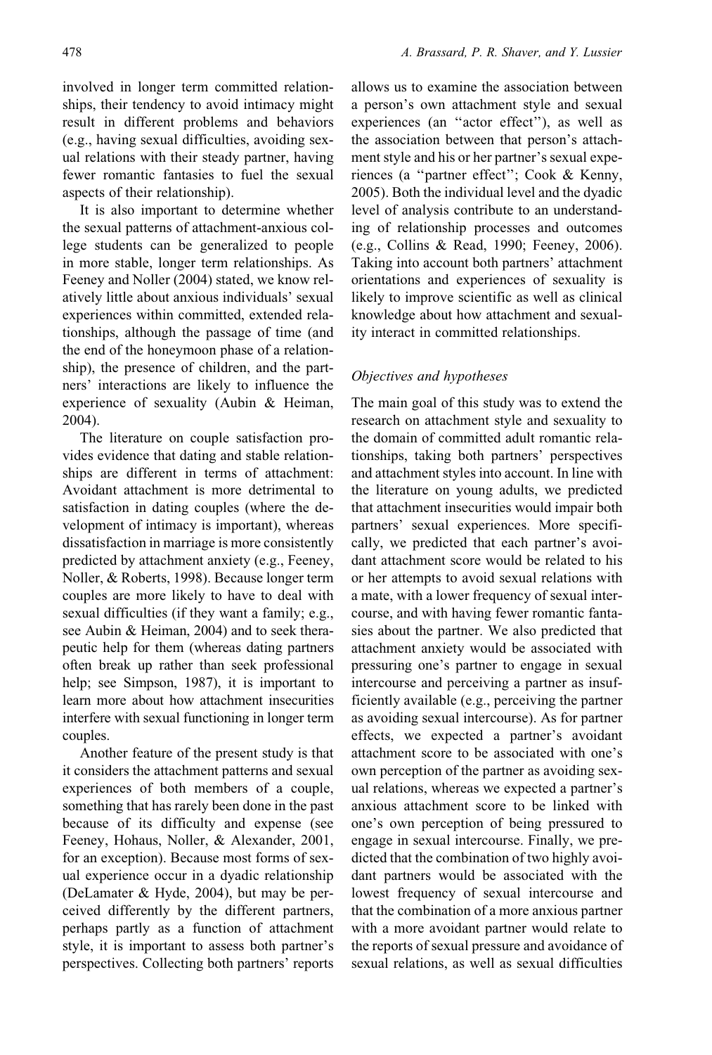involved in longer term committed relationships, their tendency to avoid intimacy might result in different problems and behaviors (e.g., having sexual difficulties, avoiding sexual relations with their steady partner, having fewer romantic fantasies to fuel the sexual aspects of their relationship).

It is also important to determine whether the sexual patterns of attachment-anxious college students can be generalized to people in more stable, longer term relationships. As Feeney and Noller (2004) stated, we know relatively little about anxious individuals' sexual experiences within committed, extended relationships, although the passage of time (and the end of the honeymoon phase of a relationship), the presence of children, and the partners' interactions are likely to influence the experience of sexuality (Aubin & Heiman, 2004).

The literature on couple satisfaction provides evidence that dating and stable relationships are different in terms of attachment: Avoidant attachment is more detrimental to satisfaction in dating couples (where the development of intimacy is important), whereas dissatisfaction in marriage is more consistently predicted by attachment anxiety (e.g., Feeney, Noller, & Roberts, 1998). Because longer term couples are more likely to have to deal with sexual difficulties (if they want a family; e.g., see Aubin & Heiman, 2004) and to seek therapeutic help for them (whereas dating partners often break up rather than seek professional help; see Simpson, 1987), it is important to learn more about how attachment insecurities interfere with sexual functioning in longer term couples.

Another feature of the present study is that it considers the attachment patterns and sexual experiences of both members of a couple, something that has rarely been done in the past because of its difficulty and expense (see Feeney, Hohaus, Noller, & Alexander, 2001, for an exception). Because most forms of sexual experience occur in a dyadic relationship (DeLamater & Hyde, 2004), but may be perceived differently by the different partners, perhaps partly as a function of attachment style, it is important to assess both partner's perspectives. Collecting both partners' reports allows us to examine the association between a person's own attachment style and sexual experiences (an "actor effect"), as well as the association between that person's attachment style and his or her partner's sexual experiences (a "partner effect"; Cook & Kenny, 2005). Both the individual level and the dyadic level of analysis contribute to an understanding of relationship processes and outcomes (e.g., Collins & Read, 1990; Feeney, 2006). Taking into account both partners' attachment orientations and experiences of sexuality is likely to improve scientific as well as clinical knowledge about how attachment and sexuality interact in committed relationships.

### *Objectives and hypotheses*

The main goal of this study was to extend the research on attachment style and sexuality to the domain of committed adult romantic relationships, taking both partners' perspectives and attachment styles into account. In line with the literature on young adults, we predicted that attachment insecurities would impair both partners' sexual experiences. More specifically, we predicted that each partner's avoidant attachment score would be related to his or her attempts to avoid sexual relations with a mate, with a lower frequency of sexual intercourse, and with having fewer romantic fantasies about the partner. We also predicted that attachment anxiety would be associated with pressuring one's partner to engage in sexual intercourse and perceiving a partner as insufficiently available (e.g., perceiving the partner as avoiding sexual intercourse). As for partner effects, we expected a partner's avoidant attachment score to be associated with one's own perception of the partner as avoiding sexual relations, whereas we expected a partner's anxious attachment score to be linked with one's own perception of being pressured to engage in sexual intercourse. Finally, we predicted that the combination of two highly avoidant partners would be associated with the lowest frequency of sexual intercourse and that the combination of a more anxious partner with a more avoidant partner would relate to the reports of sexual pressure and avoidance of sexual relations, as well as sexual difficulties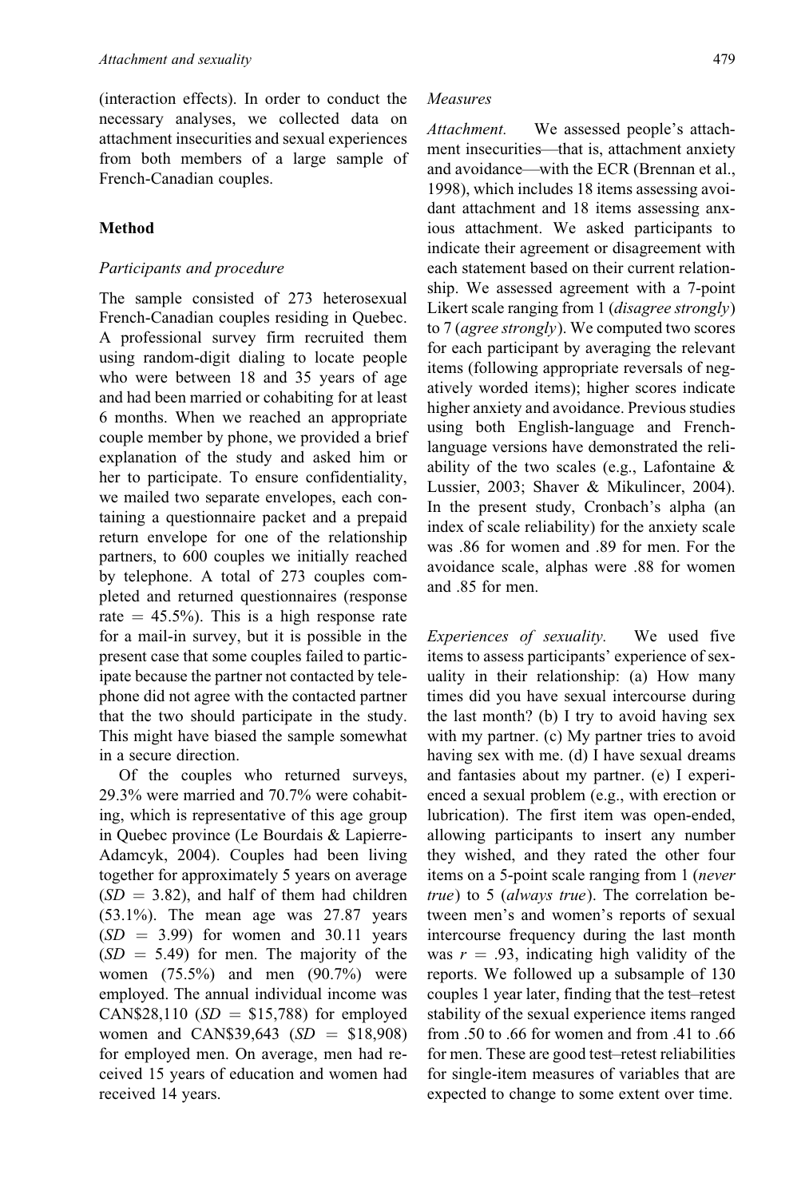(interaction effects). In order to conduct the necessary analyses, we collected data on attachment insecurities and sexual experiences from both members of a large sample of French-Canadian couples.

## Method

### *Participants and procedure*

The sample consisted of 273 heterosexual French-Canadian couples residing in Quebec. A professional survey firm recruited them using random-digit dialing to locate people who were between 18 and 35 years of age and had been married or cohabiting for at least 6 months. When we reached an appropriate couple member by phone, we provided a brief explanation of the study and asked him or her to participate. To ensure confidentiality, we mailed two separate envelopes, each containing a questionnaire packet and a prepaid return envelope for one of the relationship partners, to 600 couples we initially reached by telephone. A total of 273 couples completed and returned questionnaires (response rate = 45.5%). This is a high response rate for a mail-in survey, but it is possible in the present case that some couples failed to participate because the partner not contacted by telephone did not agree with the contacted partner that the two should participate in the study. This might have biased the sample somewhat in a secure direction.

Of the couples who returned surveys, 29.3% were married and 70.7% were cohabiting, which is representative of this age group in Quebec province (Le Bourdais & Lapierre-Adamcyk, 2004). Couples had been living together for approximately 5 years on average ($SD$ = 3.82), and half of them had children (53.1%). The mean age was 27.87 years ($SD$ = 3.99) for women and 30.11 years ($SD$ = 5.49) for men. The majority of the women (75.5%) and men (90.7%) were employed. The annual individual income was CAN$28,110 ($SD$ = $15,788) for employed women and CAN$39,643 ($SD$ = $18,908) for employed men. On average, men had received 15 years of education and women had received 14 years.

### *Measures*

*Attachment.* We assessed people's attachment insecurities—that is, attachment anxiety and avoidance—with the ECR (Brennan et al., 1998), which includes 18 items assessing avoidant attachment and 18 items assessing anxious attachment. We asked participants to indicate their agreement or disagreement with each statement based on their current relationship. We assessed agreement with a 7-point Likert scale ranging from 1 (*disagree strongly*) to 7 (*agree strongly*). We computed two scores for each participant by averaging the relevant items (following appropriate reversals of negatively worded items); higher scores indicate higher anxiety and avoidance. Previous studies using both English-language and French-language versions have demonstrated the reliability of the two scales (e.g., Lafontaine & Lussier, 2003; Shaver & Mikulincer, 2004). In the present study, Cronbach's alpha (an index of scale reliability) for the anxiety scale was .86 for women and .89 for men. For the avoidance scale, alphas were .88 for women and .85 for men.

*Experiences of sexuality.* We used five items to assess participants' experience of sexuality in their relationship: (a) How many times did you have sexual intercourse during the last month? (b) I try to avoid having sex with my partner. (c) My partner tries to avoid having sex with me. (d) I have sexual dreams and fantasies about my partner. (e) I experienced a sexual problem (e.g., with erection or lubrication). The first item was open-ended, allowing participants to insert any number they wished, and they rated the other four items on a 5-point scale ranging from 1 (*never true*) to 5 (*always true*). The correlation between men's and women's reports of sexual intercourse frequency during the last month was $r$ = .93, indicating high validity of the reports. We followed up a subsample of 130 couples 1 year later, finding that the test–retest stability of the sexual experience items ranged from .50 to .66 for women and from .41 to .66 for men. These are good test–retest reliabilities for single-item measures of variables that are expected to change to some extent over time.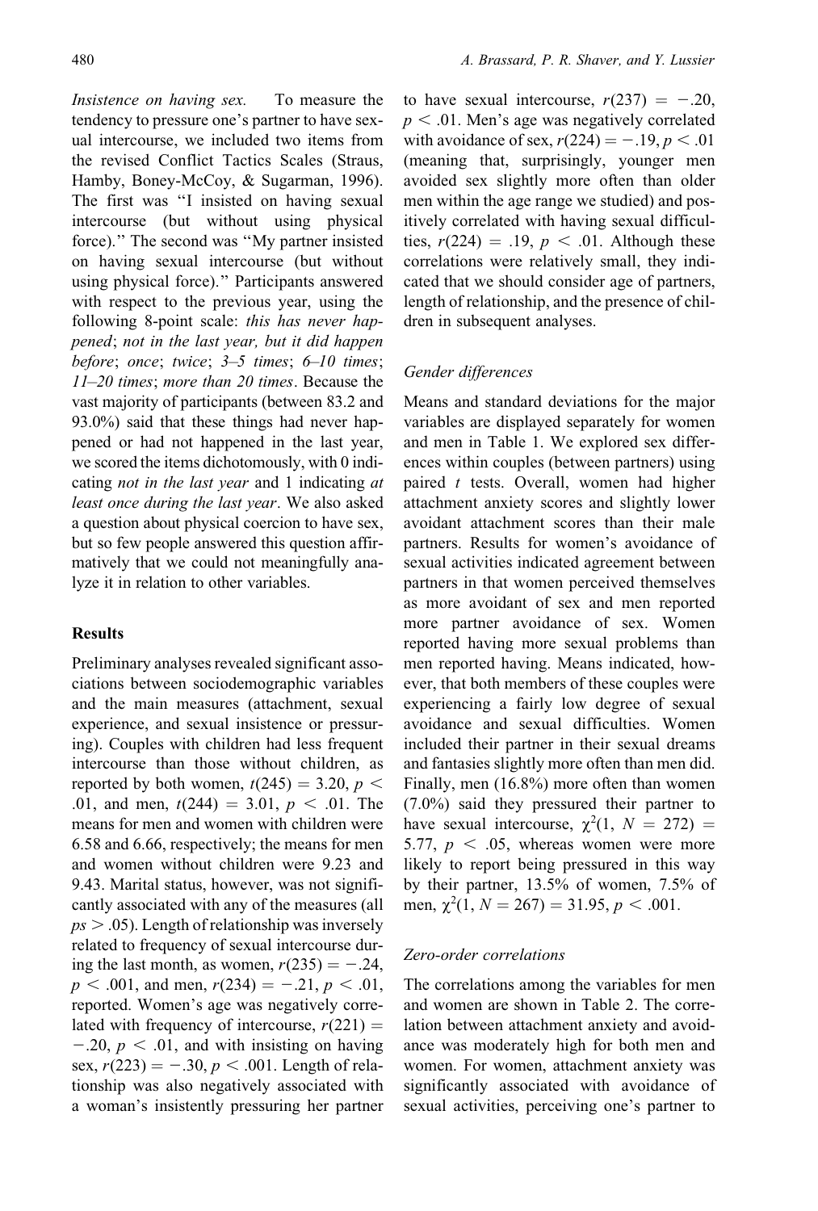*Insistence on having sex.* To measure the tendency to pressure one's partner to have sexual intercourse, we included two items from the revised Conflict Tactics Scales (Straus, Hamby, Boney-McCoy, & Sugarman, 1996). The first was "I insisted on having sexual intercourse (but without using physical force)." The second was "My partner insisted on having sexual intercourse (but without using physical force)." Participants answered with respect to the previous year, using the following 8-point scale: *this has never happened*; *not in the last year, but it did happen before*; *once*; *twice*; *3–5 times*; *6–10 times*; *11–20 times*; *more than 20 times*. Because the vast majority of participants (between 83.2 and 93.0%) said that these things had never happened or had not happened in the last year, we scored the items dichotomously, with 0 indicating *not in the last year* and 1 indicating *at least once during the last year*. We also asked a question about physical coercion to have sex, but so few people answered this question affirmatively that we could not meaningfully analyze it in relation to other variables.

## Results

Preliminary analyses revealed significant associations between sociodemographic variables and the main measures (attachment, sexual experience, and sexual insistence or pressuring). Couples with children had less frequent intercourse than those without children, as reported by both women, $t(245) = 3.20$, $p < .01$, and men, $t(244) = 3.01$, $p < .01$. The means for men and women with children were 6.58 and 6.66, respectively; the means for men and women without children were 9.23 and 9.43. Marital status, however, was not significantly associated with any of the measures (all $ps > .05$). Length of relationship was inversely related to frequency of sexual intercourse during the last month, as women, $r(235) = -.24$, $p < .001$, and men, $r(234) = -.21$, $p < .01$, reported. Women's age was negatively correlated with frequency of intercourse, $r(221) = -.20$, $p < .01$, and with insisting on having sex, $r(223) = -.30$, $p < .001$. Length of relationship was also negatively associated with a woman's insistently pressuring her partner to have sexual intercourse, $r(237) = -.20$, $p < .01$. Men's age was negatively correlated with avoidance of sex, $r(224) = -.19$, $p < .01$ (meaning that, surprisingly, younger men avoided sex slightly more often than older men within the age range we studied) and positively correlated with having sexual difficulties, $r(224) = .19$, $p < .01$. Although these correlations were relatively small, they indicated that we should consider age of partners, length of relationship, and the presence of children in subsequent analyses.

### Gender differences

Means and standard deviations for the major variables are displayed separately for women and men in Table 1. We explored sex differences within couples (between partners) using paired *t* tests. Overall, women had higher attachment anxiety scores and slightly lower avoidant attachment scores than their male partners. Results for women's avoidance of sexual activities indicated agreement between partners in that women perceived themselves as more avoidant of sex and men reported more partner avoidance of sex. Women reported having more sexual problems than men reported having. Means indicated, however, that both members of these couples were experiencing a fairly low degree of sexual avoidance and sexual difficulties. Women included their partner in their sexual dreams and fantasies slightly more often than men did. Finally, men (16.8%) more often than women (7.0%) said they pressured their partner to have sexual intercourse, $\chi^2(1, N = 272) = 5.77$, $p < .05$, whereas women were more likely to report being pressured in this way by their partner, 13.5% of women, 7.5% of men, $\chi^2(1, N = 267) = 31.95$, $p < .001$.

### Zero-order correlations

The correlations among the variables for men and women are shown in Table 2. The correlation between attachment anxiety and avoidance was moderately high for both men and women. For women, attachment anxiety was significantly associated with avoidance of sexual activities, perceiving one's partner to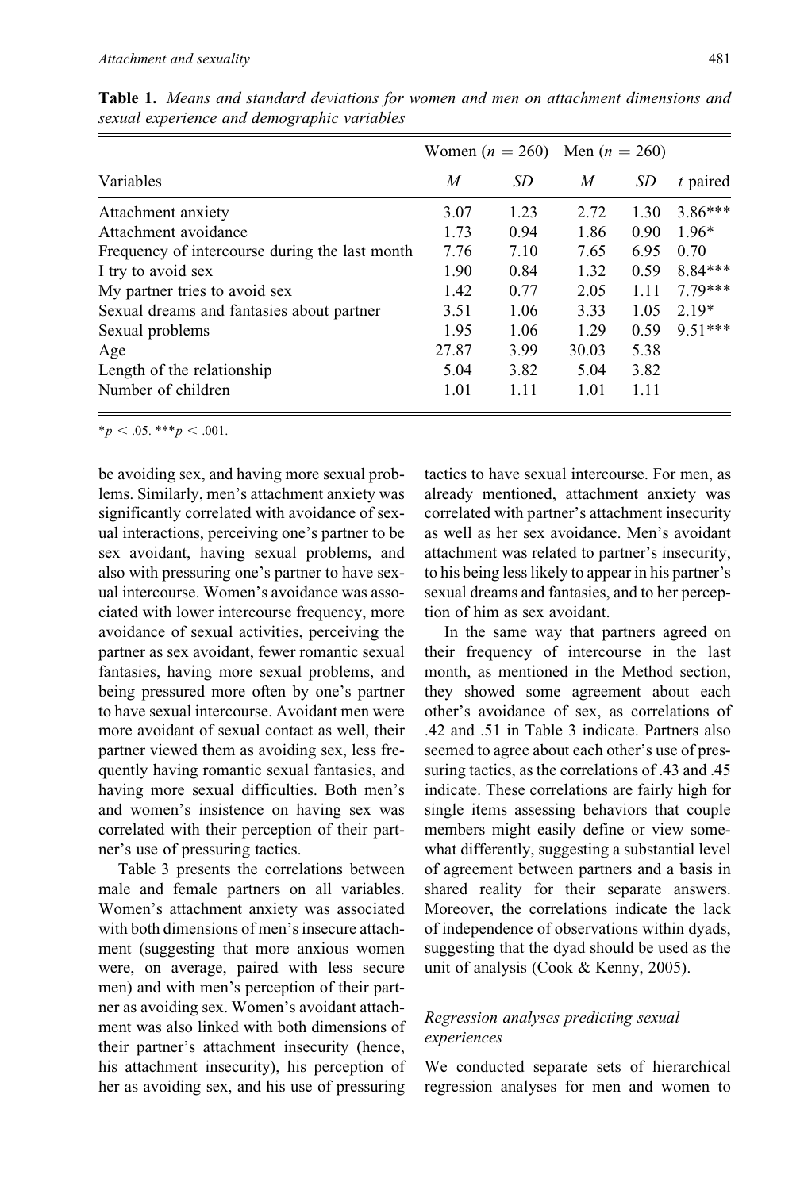**Table 1.** *Means and standard deviations for women and men on attachment dimensions and sexual experience and demographic variables*

| Variables | Women ($n = 260$) | | Men ($n = 260$) | | |
|---|---|---|---|---|---|
| | $M$ | $SD$ | $M$ | $SD$ | $t$ paired |
| Attachment anxiety | 3.07 | 1.23 | 2.72 | 1.30 | 3.86*** |
| Attachment avoidance | 1.73 | 0.94 | 1.86 | 0.90 | 1.96* |
| Frequency of intercourse during the last month | 7.76 | 7.10 | 7.65 | 6.95 | 0.70 |
| I try to avoid sex | 1.90 | 0.84 | 1.32 | 0.59 | 8.84*** |
| My partner tries to avoid sex | 1.42 | 0.77 | 2.05 | 1.11 | 7.79*** |
| Sexual dreams and fantasies about partner | 3.51 | 1.06 | 3.33 | 1.05 | 2.19* |
| Sexual problems | 1.95 | 1.06 | 1.29 | 0.59 | 9.51*** |
| Age | 27.87 | 3.99 | 30.03 | 5.38 | |
| Length of the relationship | 5.04 | 3.82 | 5.04 | 3.82 | |
| Number of children | 1.01 | 1.11 | 1.01 | 1.11 | |

*$p < .05$. ***$p < .001$.

be avoiding sex, and having more sexual problems. Similarly, men's attachment anxiety was significantly correlated with avoidance of sexual interactions, perceiving one's partner to be sex avoidant, having sexual problems, and also with pressuring one's partner to have sexual intercourse. Women's avoidance was associated with lower intercourse frequency, more avoidance of sexual activities, perceiving the partner as sex avoidant, fewer romantic sexual fantasies, having more sexual problems, and being pressured more often by one's partner to have sexual intercourse. Avoidant men were more avoidant of sexual contact as well, their partner viewed them as avoiding sex, less frequently having romantic sexual fantasies, and having more sexual difficulties. Both men's and women's insistence on having sex was correlated with their perception of their partner's use of pressuring tactics.

Table 3 presents the correlations between male and female partners on all variables. Women's attachment anxiety was associated with both dimensions of men's insecure attachment (suggesting that more anxious women were, on average, paired with less secure men) and with men's perception of their partner as avoiding sex. Women's avoidant attachment was also linked with both dimensions of their partner's attachment insecurity (hence, his attachment insecurity), his perception of her as avoiding sex, and his use of pressuring tactics to have sexual intercourse. For men, as already mentioned, attachment anxiety was correlated with partner's attachment insecurity as well as her sex avoidance. Men's avoidant attachment was related to partner's insecurity, to his being less likely to appear in his partner's sexual dreams and fantasies, and to her perception of him as sex avoidant.

In the same way that partners agreed on their frequency of intercourse in the last month, as mentioned in the Method section, they showed some agreement about each other's avoidance of sex, as correlations of .42 and .51 in Table 3 indicate. Partners also seemed to agree about each other's use of pressuring tactics, as the correlations of .43 and .45 indicate. These correlations are fairly high for single items assessing behaviors that couple members might easily define or view somewhat differently, suggesting a substantial level of agreement between partners and a basis in shared reality for their separate answers. Moreover, the correlations indicate the lack of independence of observations within dyads, suggesting that the dyad should be used as the unit of analysis (Cook & Kenny, 2005).

### *Regression analyses predicting sexual experiences*

We conducted separate sets of hierarchical regression analyses for men and women to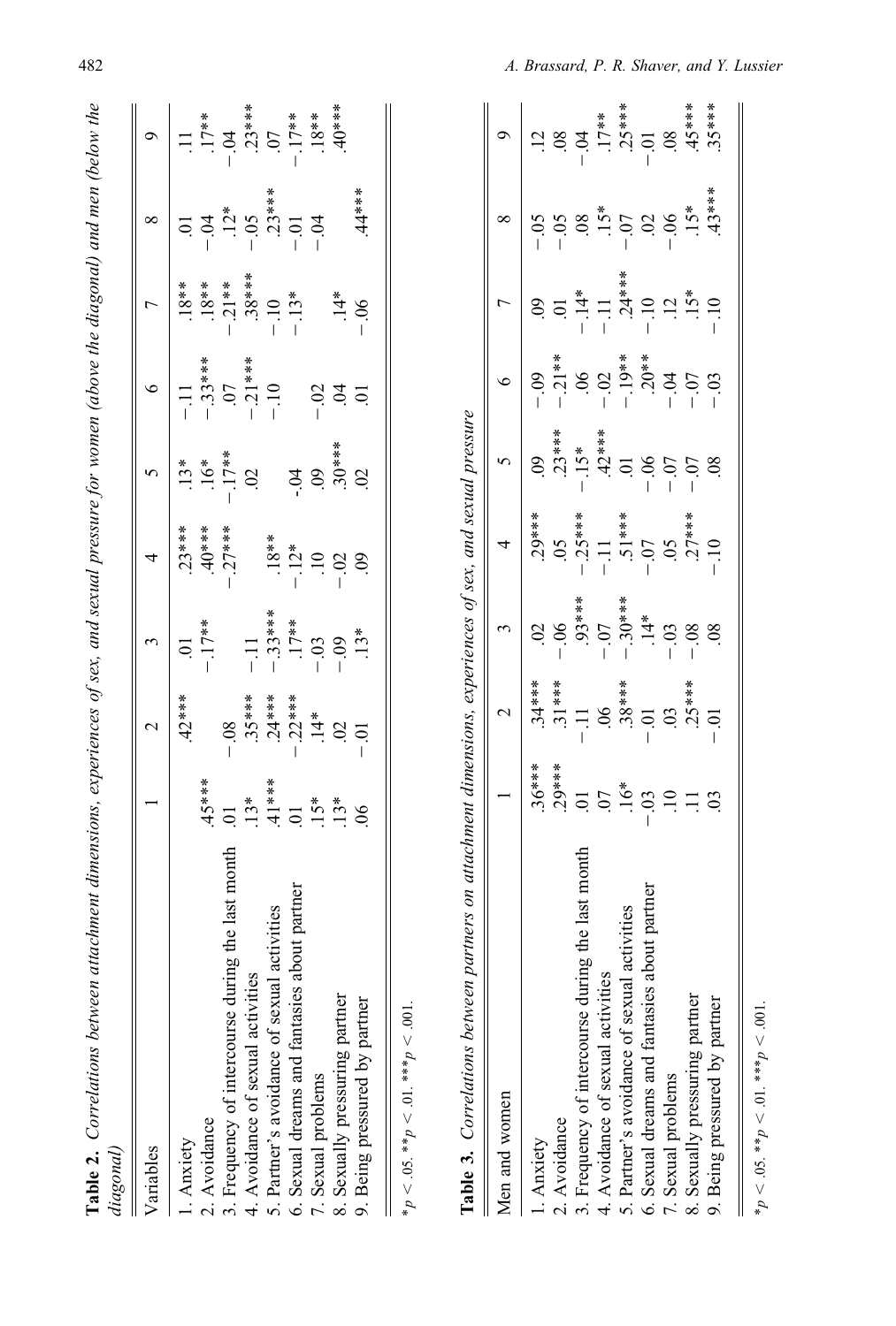**Table 2.** *Correlations between attachment dimensions, experiences of sex, and sexual pressure for women (above the diagonal) and men (below the diagonal)*

| Variables | 1 | 2 | 3 | 4 | 5 | 6 | 7 | 8 | 9 |
|---|---|---|---|---|---|---|---|---|---|
| 1. Anxiety | | .42*** | .01 | .23*** | .13* | −.11 | .18** | .01 | .11 |
| 2. Avoidance | .45*** | | −.17** | .40*** | .16* | −.33*** | .18** | −.04 | .17** |
| 3. Frequency of intercourse during the last month | .01 | −.08 | | −.27*** | −.17** | .07 | −.21** | .12* | −.04 |
| 4. Avoidance of sexual activities | .13* | .35*** | −.11 | | .02 | −.21*** | .38*** | −.05 | .23*** |
| 5. Partner's avoidance of sexual activities | .41*** | .24*** | −.33*** | .18** | | −.10 | −.10 | .23*** | .07 |
| 6. Sexual dreams and fantasies about partner | .01 | −.22*** | .17** | −.12* | -.04 | | −.13* | −.01 | −.17** |
| 7. Sexual problems | .15* | .14* | −.03 | .10 | .09 | −.02 | | −.04 | .18** |
| 8. Sexually pressuring partner | .13* | .02 | −.09 | −.02 | .30*** | .04 | .14* | | .40*** |
| 9. Being pressured by partner | .06 | −.01 | .13* | .09 | .02 | .01 | −.06 | .44*** | |

*$p < .05$. **$p < .01$. ***$p < .001$.

**Table 3.** *Correlations between partners on attachment dimensions, experiences of sex, and sexual pressure*

| Men and women | 1 | 2 | 3 | 4 | 5 | 6 | 7 | 8 | 9 |
|---|---|---|---|---|---|---|---|---|---|
| 1. Anxiety | .36*** | .34*** | .02 | .29*** | .09 | −.09 | .09 | −.05 | .12 |
| 2. Avoidance | .29*** | .31*** | −.06 | .05 | .23*** | −.21** | .01 | −.05 | .08 |
| 3. Frequency of intercourse during the last month | .01 | −.11 | .93*** | −.25*** | −.15* | .06 | −.14* | .08 | −.04 |
| 4. Avoidance of sexual activities | .07 | .06 | −.07 | −.11 | .42*** | −.02 | −.11 | .15* | .17** |
| 5. Partner's avoidance of sexual activities | .16* | .38*** | −.30*** | .51*** | .01 | −.19** | .24*** | −.07 | .25*** |
| 6. Sexual dreams and fantasies about partner | −.03 | −.01 | .14* | −.07 | −.06 | .20** | −.10 | .02 | −.01 |
| 7. Sexual problems | .10 | .03 | −.03 | .05 | −.07 | −.04 | .12 | −.06 | .08 |
| 8. Sexually pressuring partner | .11 | .25*** | −.08 | .27*** | −.07 | −.07 | .15* | .15* | .45*** |
| 9. Being pressured by partner | .03 | −.01 | .08 | −.10 | .08 | −.03 | −.10 | .43*** | .35*** |

*$p < .05$. **$p < .01$. ***$p < .001$.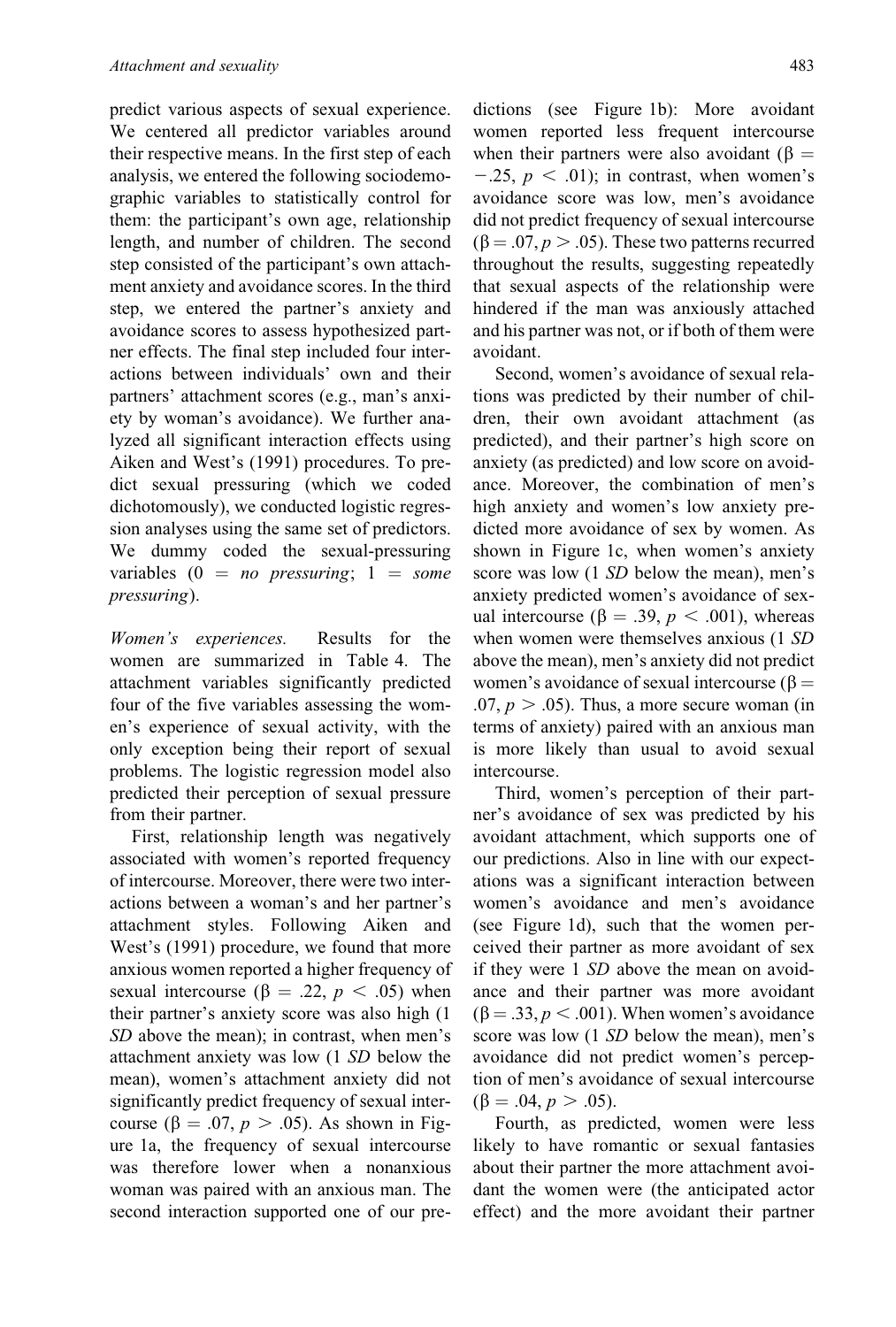predict various aspects of sexual experience. We centered all predictor variables around their respective means. In the first step of each analysis, we entered the following sociodemographic variables to statistically control for them: the participant's own age, relationship length, and number of children. The second step consisted of the participant's own attachment anxiety and avoidance scores. In the third step, we entered the partner's anxiety and avoidance scores to assess hypothesized partner effects. The final step included four interactions between individuals' own and their partners' attachment scores (e.g., man's anxiety by woman's avoidance). We further analyzed all significant interaction effects using Aiken and West's (1991) procedures. To predict sexual pressuring (which we coded dichotomously), we conducted logistic regression analyses using the same set of predictors. We dummy coded the sexual-pressuring variables (0 = *no pressuring*; 1 = *some pressuring*).

*Women's experiences.* Results for the women are summarized in Table 4. The attachment variables significantly predicted four of the five variables assessing the women's experience of sexual activity, with the only exception being their report of sexual problems. The logistic regression model also predicted their perception of sexual pressure from their partner.

First, relationship length was negatively associated with women's reported frequency of intercourse. Moreover, there were two interactions between a woman's and her partner's attachment styles. Following Aiken and West's (1991) procedure, we found that more anxious women reported a higher frequency of sexual intercourse ($\beta = .22$, $p < .05$) when their partner's anxiety score was also high (1 *SD* above the mean); in contrast, when men's attachment anxiety was low (1 *SD* below the mean), women's attachment anxiety did not significantly predict frequency of sexual intercourse ($\beta = .07$, $p > .05$). As shown in Figure 1a, the frequency of sexual intercourse was therefore lower when a nonanxious woman was paired with an anxious man. The second interaction supported one of our predictions (see Figure 1b): More avoidant women reported less frequent intercourse when their partners were also avoidant ($\beta = -.25$, $p < .01$); in contrast, when women's avoidance score was low, men's avoidance did not predict frequency of sexual intercourse ($\beta = .07$, $p > .05$). These two patterns recurred throughout the results, suggesting repeatedly that sexual aspects of the relationship were hindered if the man was anxiously attached and his partner was not, or if both of them were avoidant.

Second, women's avoidance of sexual relations was predicted by their number of children, their own avoidant attachment (as predicted), and their partner's high score on anxiety (as predicted) and low score on avoidance. Moreover, the combination of men's high anxiety and women's low anxiety predicted more avoidance of sex by women. As shown in Figure 1c, when women's anxiety score was low (1 *SD* below the mean), men's anxiety predicted women's avoidance of sexual intercourse ($\beta = .39$, $p < .001$), whereas when women were themselves anxious (1 *SD* above the mean), men's anxiety did not predict women's avoidance of sexual intercourse ($\beta = .07$, $p > .05$). Thus, a more secure woman (in terms of anxiety) paired with an anxious man is more likely than usual to avoid sexual intercourse.

Third, women's perception of their partner's avoidance of sex was predicted by his avoidant attachment, which supports one of our predictions. Also in line with our expectations was a significant interaction between women's avoidance and men's avoidance (see Figure 1d), such that the women perceived their partner as more avoidant of sex if they were 1 *SD* above the mean on avoidance and their partner was more avoidant ($\beta = .33$, $p < .001$). When women's avoidance score was low (1 *SD* below the mean), men's avoidance did not predict women's perception of men's avoidance of sexual intercourse ($\beta = .04$, $p > .05$).

Fourth, as predicted, women were less likely to have romantic or sexual fantasies about their partner the more attachment avoidant the women were (the anticipated actor effect) and the more avoidant their partner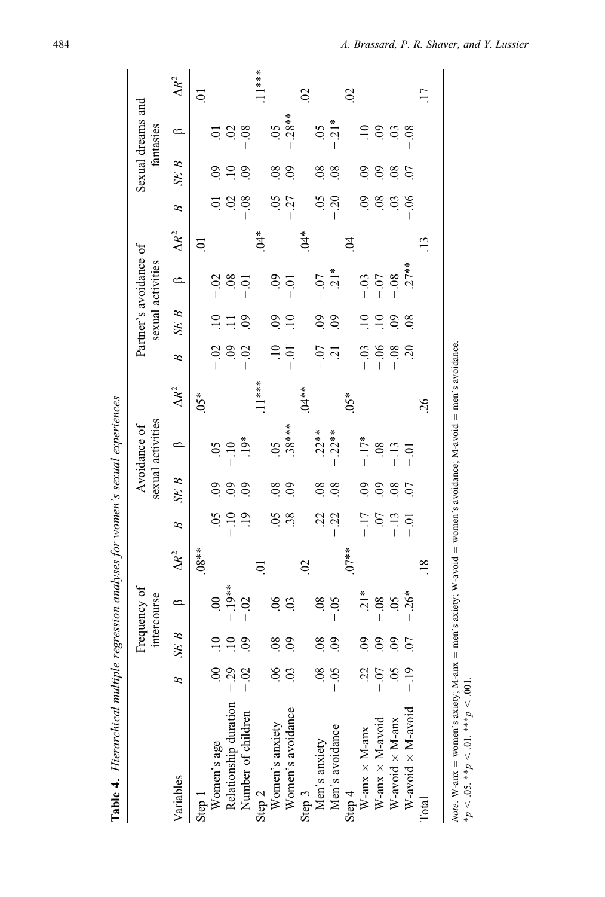**Table 4.** *Hierarchical multiple regression analyses for women's sexual experiences*

| Variables | Frequency of intercourse | | | | Avoidance of sexual activities | | | | Partner's avoidance of sexual activities | | | | Sexual dreams and fantasies | | | |
|---|---|---|---|---|---|---|---|---|---|---|---|---|---|---|---|---|
| | *B* | *SE B* | β | Δ$R^2$ | *B* | *SE B* | β | Δ$R^2$ | *B* | *SE B* | β | Δ$R^2$ | *B* | *SE B* | β | Δ$R^2$ |
| Step 1 | | | | .08** | | | | .05* | | | | .01 | | | | .01 |
| Women's age | .00 | .10 | .00 | | .05 | .09 | .05 | | −.02 | .10 | −.02 | | .01 | .09 | .01 | |
| Relationship duration | −.29 | .10 | −.19** | | −.10 | .09 | −.10 | | .09 | .11 | .08 | | .02 | .10 | .02 | |
| Number of children | −.02 | .09 | −.02 | | .19 | .09 | .19* | | −.02 | .09 | −.01 | | −.08 | .09 | −.08 | |
| Step 2 | | | | .01 | | | | .11*** | | | | .04* | | | | .11*** |
| Women's anxiety | .06 | .08 | .06 | | .05 | .08 | .05 | | .10 | .09 | .09 | | .05 | .08 | .05 | |
| Women's avoidance | .03 | .09 | .03 | | .38 | .09 | .38*** | | −.01 | .10 | −.01 | | −.27 | .09 | −.28** | |
| Step 3 | | | | .02 | | | | .04** | | | | .04* | | | | .02 |
| Men's anxiety | .08 | .08 | .08 | | .22 | .08 | .22** | | −.07 | .09 | −.07 | | .05 | .08 | .05 | |
| Men's avoidance | −.05 | .09 | −.05 | | −.22 | .08 | −.22** | | .21 | .09 | .21* | | −.20 | .08 | −.21* | |
| Step 4 | | | | .07** | | | | .05* | | | | .04 | | | | .02 |
| W-anx × M-anx | .22 | .09 | .21* | | −.17 | .09 | −.17* | | −.03 | .10 | −.03 | | .09 | .09 | .10 | |
| W-anx × M-avoid | −.07 | .09 | −.08 | | .07 | .09 | .08 | | −.06 | .10 | −.07 | | .08 | .09 | .09 | |
| W-avoid × M-anx | .05 | .09 | .05 | | −.13 | .08 | −.13 | | −.08 | .09 | −.08 | | .03 | .08 | .03 | |
| W-avoid × M-avoid | −.19 | .07 | −.26* | | −.01 | .07 | −.01 | | .20 | .08 | .27** | | −.06 | .07 | −.08 | |
| Total | | | | .18 | | | | .26 | | | | .13 | | | | .17 |

*Note.* W-anx = women's axiety; M-anx = men's axiety; W-avoid = women's avoidance; M-avoid = men's avoidance.
$*p < .05$. $**p < .01$. $***p < .001$.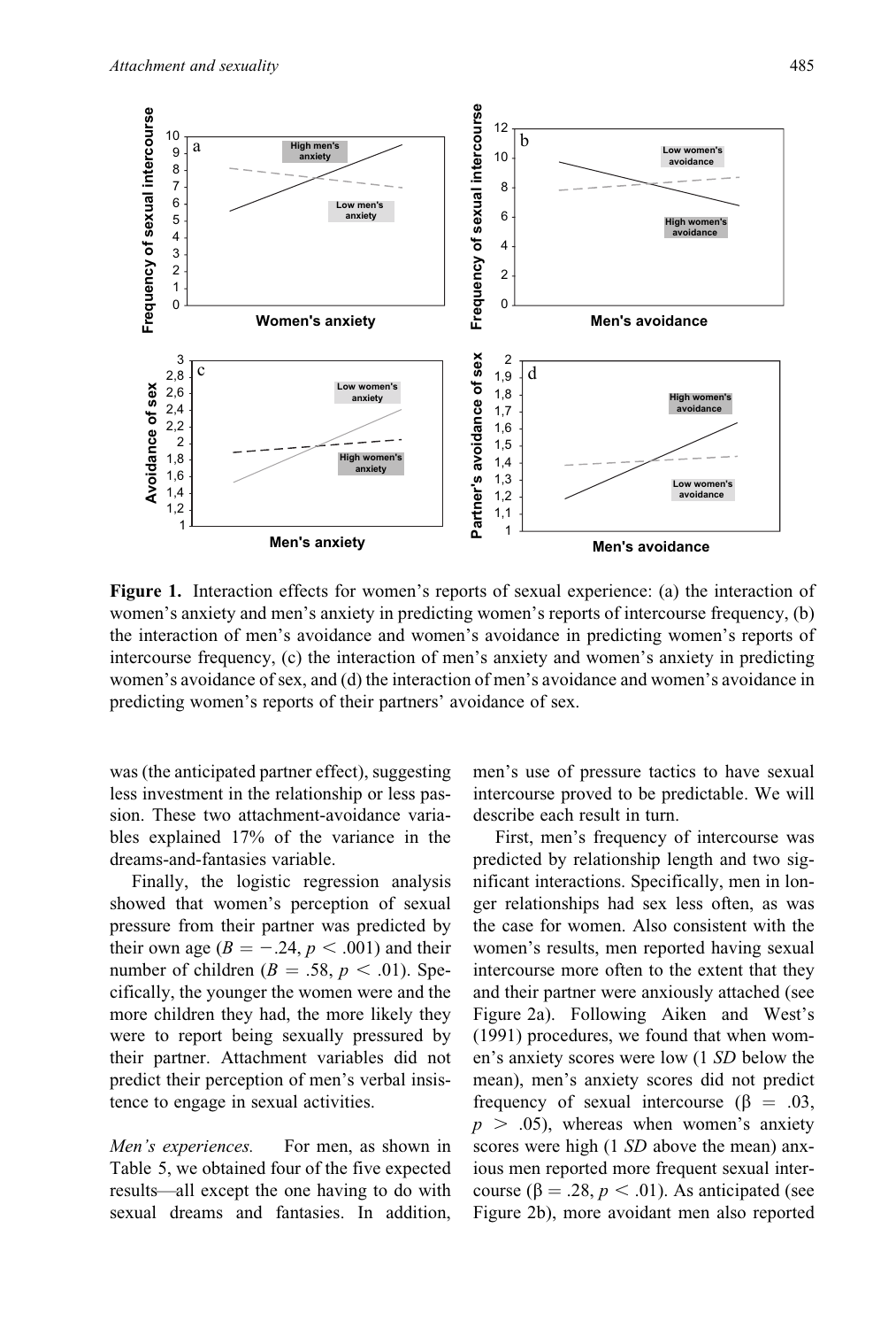**Figure 1.** Interaction effects for women's reports of sexual experience: (a) the interaction of women's anxiety and men's anxiety in predicting women's reports of intercourse frequency, (b) the interaction of men's avoidance and women's avoidance in predicting women's reports of intercourse frequency, (c) the interaction of men's anxiety and women's anxiety in predicting women's avoidance of sex, and (d) the interaction of men's avoidance and women's avoidance in predicting women's reports of their partners' avoidance of sex.

was (the anticipated partner effect), suggesting less investment in the relationship or less passion. These two attachment-avoidance variables explained 17% of the variance in the dreams-and-fantasies variable.

Finally, the logistic regression analysis showed that women's perception of sexual pressure from their partner was predicted by their own age ($B = -.24$, $p < .001$) and their number of children ($B = .58$, $p < .01$). Specifically, the younger the women were and the more children they had, the more likely they were to report being sexually pressured by their partner. Attachment variables did not predict their perception of men's verbal insistence to engage in sexual activities.

*Men's experiences.* For men, as shown in Table 5, we obtained four of the five expected results—all except the one having to do with sexual dreams and fantasies. In addition, men's use of pressure tactics to have sexual intercourse proved to be predictable. We will describe each result in turn.

First, men's frequency of intercourse was predicted by relationship length and two significant interactions. Specifically, men in longer relationships had sex less often, as was the case for women. Also consistent with the women's results, men reported having sexual intercourse more often to the extent that they and their partner were anxiously attached (see Figure 2a). Following Aiken and West's (1991) procedures, we found that when women's anxiety scores were low (1 *SD* below the mean), men's anxiety scores did not predict frequency of sexual intercourse ($\beta = .03$, $p > .05$), whereas when women's anxiety scores were high (1 *SD* above the mean) anxious men reported more frequent sexual intercourse ($\beta = .28$, $p < .01$). As anticipated (see Figure 2b), more avoidant men also reported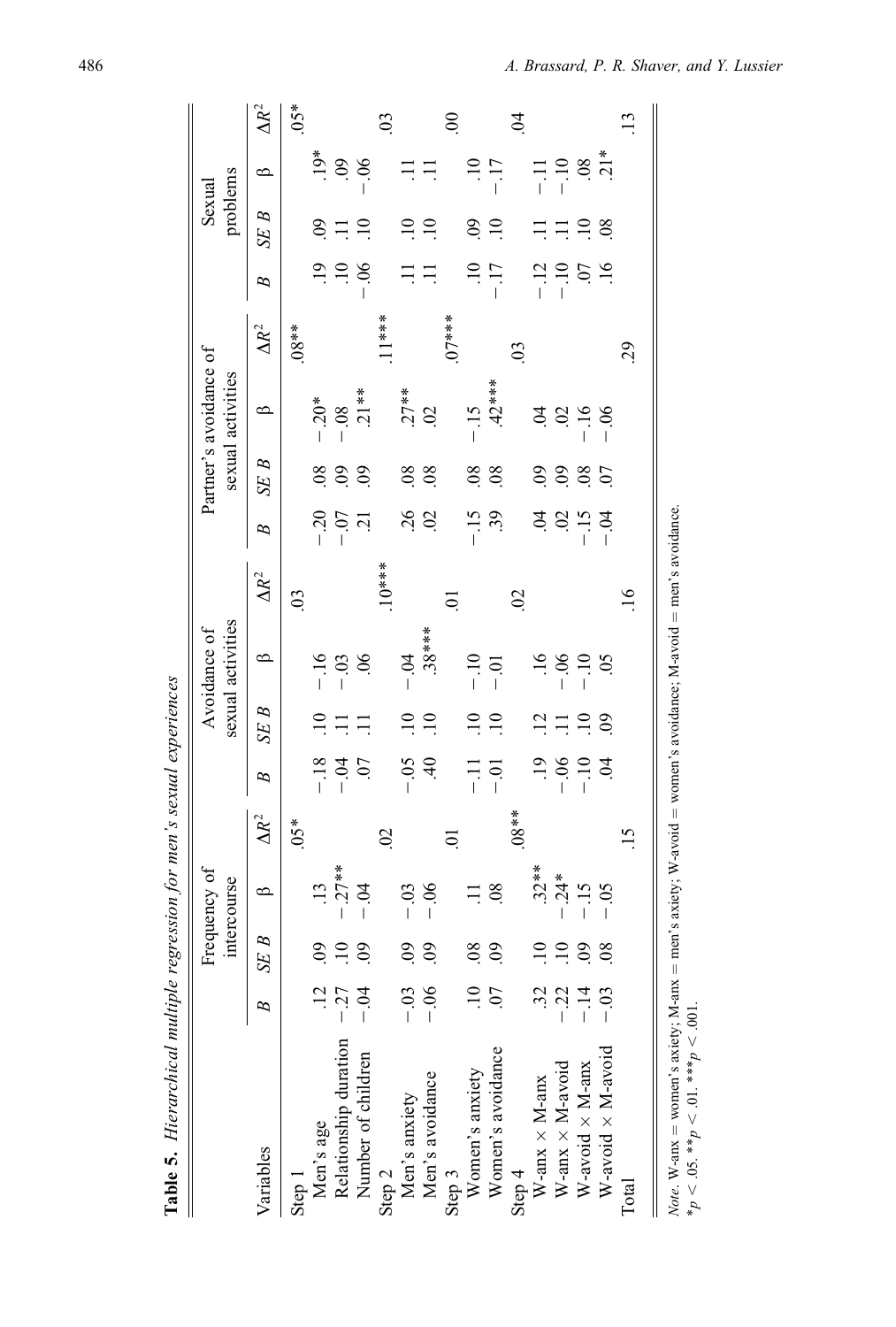**Table 5.** *Hierarchical multiple regression for men's sexual experiences*

| Variables | Frequency of intercourse | | | | Avoidance of sexual activities | | | | Partner's avoidance of sexual activities | | | | Sexual problems | | | |
|---|---|---|---|---|---|---|---|---|---|---|---|---|---|---|---|---|
| | *B* | *SE B* | β | $\Delta R^2$ | *B* | *SE B* | β | $\Delta R^2$ | *B* | *SE B* | β | $\Delta R^2$ | *B* | *SE B* | β | $\Delta R^2$ |
| Step 1 | | | | .05* | | | | .03 | | | | .08** | | | | .05* |
| Men's age | .12 | .09 | .13 | | −.18 | .10 | −.16 | | −.20 | .08 | −.20* | | .19 | .09 | .19* | |
| Relationship duration | −.27 | .10 | −.27** | | −.04 | .11 | −.03 | | −.07 | .09 | −.08 | | .10 | .11 | .09 | |
| Number of children | −.04 | .09 | −.04 | | .07 | .11 | .06 | | .21 | .09 | .21** | | −.06 | .10 | −.06 | |
| Step 2 | | | | .02 | | | | .10*** | | | | .11*** | | | | .03 |
| Men's anxiety | −.03 | .09 | −.03 | | −.05 | .10 | −.04 | | .26 | .08 | .27** | | .11 | .10 | .11 | |
| Men's avoidance | −.06 | .09 | −.06 | | .40 | .10 | .38*** | | .02 | .08 | .02 | | .11 | .10 | .11 | |
| Step 3 | | | | .01 | | | | .01 | | | | .07*** | | | | .00 |
| Women's anxiety | .10 | .08 | .11 | | −.11 | .10 | −.10 | | −.15 | .08 | −.15 | | .10 | .09 | .10 | |
| Women's avoidance | .07 | .09 | .08 | | −.01 | .10 | −.01 | | .39 | .08 | .42*** | | −.17 | .10 | −.17 | |
| Step 4 | | | | .08** | | | | .02 | | | | .03 | | | | .04 |
| W-anx × M-anx | .32 | .10 | .32** | | .19 | .12 | .16 | | .04 | .09 | .04 | | −.12 | .11 | −.11 | |
| W-anx × M-avoid | −.22 | .10 | −.24* | | −.06 | .11 | −.06 | | .02 | .09 | .02 | | −.10 | .11 | −.10 | |
| W-avoid × M-anx | −.14 | .09 | −.15 | | −.10 | .10 | −.10 | | −.15 | .08 | −.16 | | .07 | .10 | .08 | |
| W-avoid × M-avoid | −.03 | .08 | −.05 | | .04 | .09 | .05 | | −.04 | .07 | −.06 | | .16 | .08 | .21* | |
| Total | | | | .15 | | | | .16 | | | | .29 | | | | .13 |

*Note.* W-anx = women's axiety; M-anx = men's axiety; W-avoid = women's avoidance; M-avoid = men's avoidance.
$^*p < .05$. $^{**}p < .01$. $^{***}p < .001$.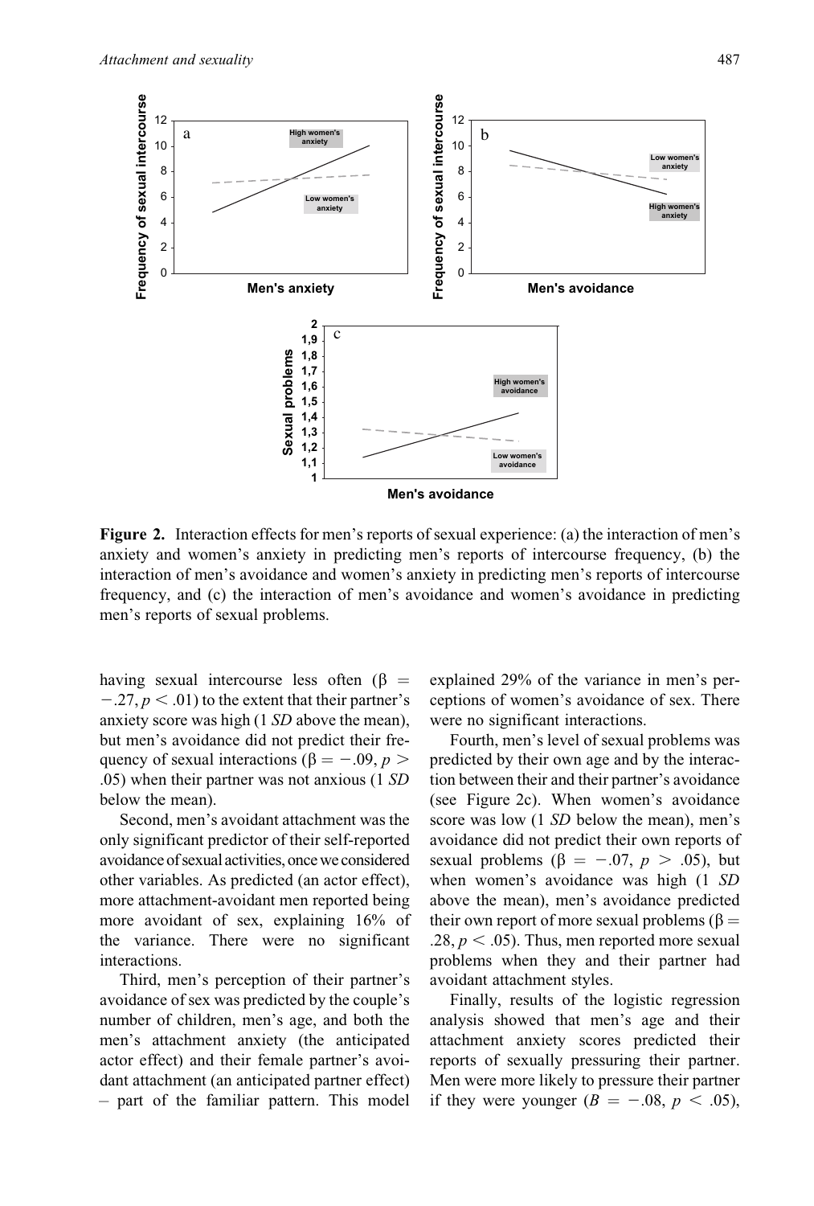**Figure 2.** Interaction effects for men's reports of sexual experience: (a) the interaction of men's anxiety and women's anxiety in predicting men's reports of intercourse frequency, (b) the interaction of men's avoidance and women's anxiety in predicting men's reports of intercourse frequency, and (c) the interaction of men's avoidance and women's avoidance in predicting men's reports of sexual problems.

having sexual intercourse less often ($\beta = -.27, p < .01$) to the extent that their partner's anxiety score was high (1 *SD* above the mean), but men's avoidance did not predict their frequency of sexual interactions ($\beta = -.09, p > .05$) when their partner was not anxious (1 *SD* below the mean).

Second, men's avoidant attachment was the only significant predictor of their self-reported avoidance of sexual activities, once we considered other variables. As predicted (an actor effect), more attachment-avoidant men reported being more avoidant of sex, explaining 16% of the variance. There were no significant interactions.

Third, men's perception of their partner's avoidance of sex was predicted by the couple's number of children, men's age, and both the men's attachment anxiety (the anticipated actor effect) and their female partner's avoidant attachment (an anticipated partner effect) – part of the familiar pattern. This model explained 29% of the variance in men's perceptions of women's avoidance of sex. There were no significant interactions.

Fourth, men's level of sexual problems was predicted by their own age and by the interaction between their and their partner's avoidance (see Figure 2c). When women's avoidance score was low (1 *SD* below the mean), men's avoidance did not predict their own reports of sexual problems ($\beta = -.07, p > .05$), but when women's avoidance was high (1 *SD* above the mean), men's avoidance predicted their own report of more sexual problems ($\beta = .28, p < .05$). Thus, men reported more sexual problems when they and their partner had avoidant attachment styles.

Finally, results of the logistic regression analysis showed that men's age and their attachment anxiety scores predicted their reports of sexually pressuring their partner. Men were more likely to pressure their partner if they were younger ($B = -.08, p < .05$),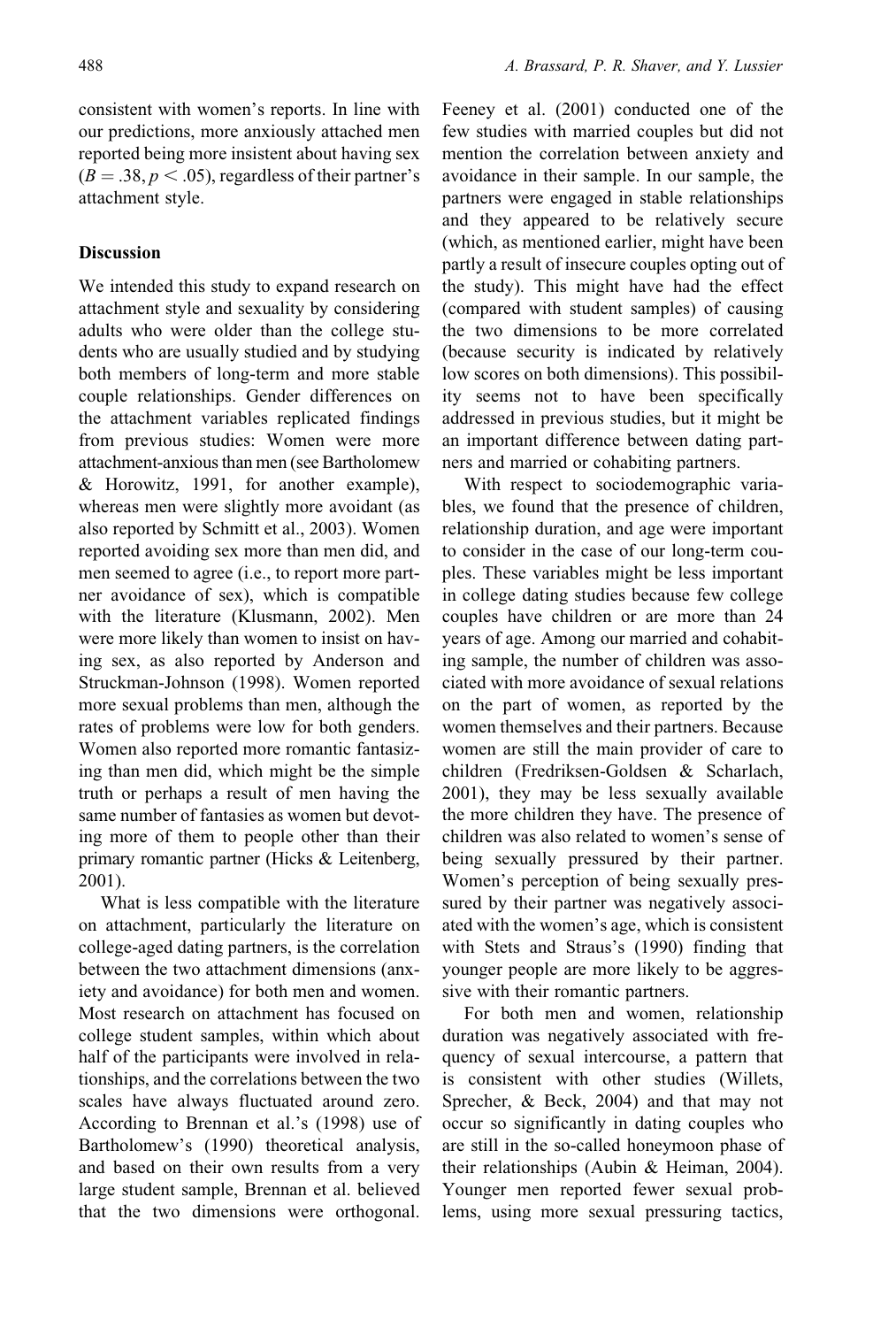consistent with women's reports. In line with our predictions, more anxiously attached men reported being more insistent about having sex ($B = .38, p < .05$), regardless of their partner's attachment style.

## Discussion

We intended this study to expand research on attachment style and sexuality by considering adults who were older than the college students who are usually studied and by studying both members of long-term and more stable couple relationships. Gender differences on the attachment variables replicated findings from previous studies: Women were more attachment-anxious than men (see Bartholomew & Horowitz, 1991, for another example), whereas men were slightly more avoidant (as also reported by Schmitt et al., 2003). Women reported avoiding sex more than men did, and men seemed to agree (i.e., to report more partner avoidance of sex), which is compatible with the literature (Klusmann, 2002). Men were more likely than women to insist on having sex, as also reported by Anderson and Struckman-Johnson (1998). Women reported more sexual problems than men, although the rates of problems were low for both genders. Women also reported more romantic fantasizing than men did, which might be the simple truth or perhaps a result of men having the same number of fantasies as women but devoting more of them to people other than their primary romantic partner (Hicks & Leitenberg, 2001).

What is less compatible with the literature on attachment, particularly the literature on college-aged dating partners, is the correlation between the two attachment dimensions (anxiety and avoidance) for both men and women. Most research on attachment has focused on college student samples, within which about half of the participants were involved in relationships, and the correlations between the two scales have always fluctuated around zero. According to Brennan et al.'s (1998) use of Bartholomew's (1990) theoretical analysis, and based on their own results from a very large student sample, Brennan et al. believed that the two dimensions were orthogonal. Feeney et al. (2001) conducted one of the few studies with married couples but did not mention the correlation between anxiety and avoidance in their sample. In our sample, the partners were engaged in stable relationships and they appeared to be relatively secure (which, as mentioned earlier, might have been partly a result of insecure couples opting out of the study). This might have had the effect (compared with student samples) of causing the two dimensions to be more correlated (because security is indicated by relatively low scores on both dimensions). This possibility seems not to have been specifically addressed in previous studies, but it might be an important difference between dating partners and married or cohabiting partners.

With respect to sociodemographic variables, we found that the presence of children, relationship duration, and age were important to consider in the case of our long-term couples. These variables might be less important in college dating studies because few college couples have children or are more than 24 years of age. Among our married and cohabiting sample, the number of children was associated with more avoidance of sexual relations on the part of women, as reported by the women themselves and their partners. Because women are still the main provider of care to children (Fredriksen-Goldsen & Scharlach, 2001), they may be less sexually available the more children they have. The presence of children was also related to women's sense of being sexually pressured by their partner. Women's perception of being sexually pressured by their partner was negatively associated with the women's age, which is consistent with Stets and Straus's (1990) finding that younger people are more likely to be aggressive with their romantic partners.

For both men and women, relationship duration was negatively associated with frequency of sexual intercourse, a pattern that is consistent with other studies (Willets, Sprecher, & Beck, 2004) and that may not occur so significantly in dating couples who are still in the so-called honeymoon phase of their relationships (Aubin & Heiman, 2004). Younger men reported fewer sexual problems, using more sexual pressuring tactics,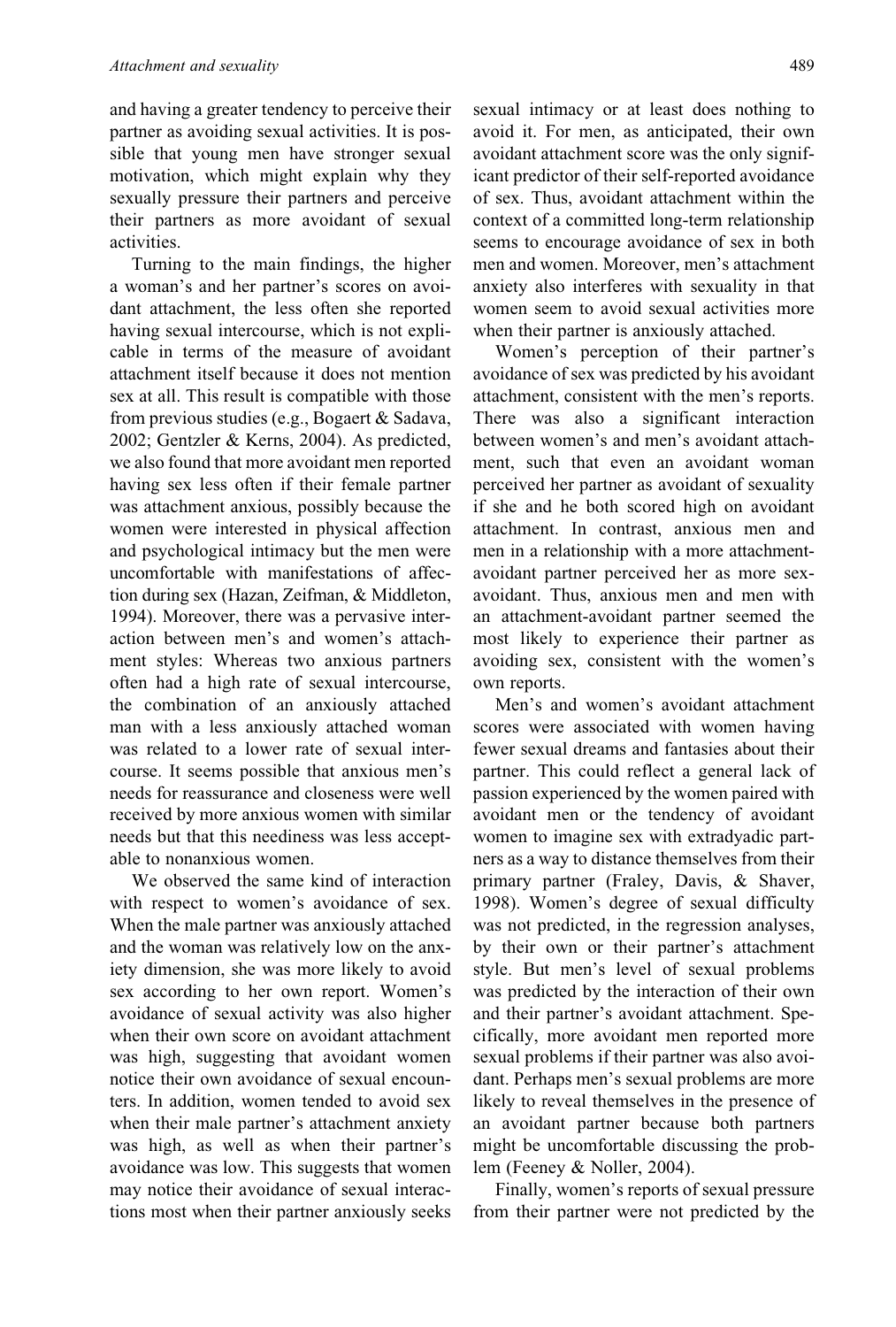and having a greater tendency to perceive their partner as avoiding sexual activities. It is possible that young men have stronger sexual motivation, which might explain why they sexually pressure their partners and perceive their partners as more avoidant of sexual activities.

Turning to the main findings, the higher a woman's and her partner's scores on avoidant attachment, the less often she reported having sexual intercourse, which is not explicable in terms of the measure of avoidant attachment itself because it does not mention sex at all. This result is compatible with those from previous studies (e.g., Bogaert & Sadava, 2002; Gentzler & Kerns, 2004). As predicted, we also found that more avoidant men reported having sex less often if their female partner was attachment anxious, possibly because the women were interested in physical affection and psychological intimacy but the men were uncomfortable with manifestations of affection during sex (Hazan, Zeifman, & Middleton, 1994). Moreover, there was a pervasive interaction between men's and women's attachment styles: Whereas two anxious partners often had a high rate of sexual intercourse, the combination of an anxiously attached man with a less anxiously attached woman was related to a lower rate of sexual intercourse. It seems possible that anxious men's needs for reassurance and closeness were well received by more anxious women with similar needs but that this neediness was less acceptable to nonanxious women.

We observed the same kind of interaction with respect to women's avoidance of sex. When the male partner was relatively low on the anxiety dimension, she was more likely to avoid sex according to her own report. Women's avoidance of sexual activity was also higher when their own score on avoidant attachment was high, suggesting that avoidant women notice their own avoidance of sexual encounters. In addition, women tended to avoid sex when their male partner's attachment anxiety was high, as well as when their partner's avoidance was low. This suggests that women may notice their avoidance of sexual interactions most when their partner anxiously seeks sexual intimacy or at least does nothing to avoid it. For men, as anticipated, their own avoidant attachment score was the only significant predictor of their self-reported avoidance of sex. Thus, avoidant attachment within the context of a committed long-term relationship seems to encourage avoidance of sex in both men and women. Moreover, men's attachment anxiety also interferes with sexuality in that women seem to avoid sexual activities more when their partner is anxiously attached.

Women's perception of their partner's avoidance of sex was predicted by his avoidant attachment, consistent with the men's reports. There was also a significant interaction between women's and men's avoidant attachment, such that even an avoidant woman perceived her partner as avoidant of sexuality if she and he both scored high on avoidant attachment. In contrast, anxious men and men in a relationship with a more attachment-avoidant partner perceived her as more sex-avoidant. Thus, anxious men and men with an attachment-avoidant partner seemed the most likely to experience their partner as avoiding sex, consistent with the women's own reports.

Men's and women's avoidant attachment scores were associated with women having fewer sexual dreams and fantasies about their partner. This could reflect a general lack of passion experienced by the women paired with avoidant men or the tendency of avoidant women to imagine sex with extradyadic partners as a way to distance themselves from their primary partner (Fraley, Davis, & Shaver, 1998). Women's degree of sexual difficulty was not predicted, in the regression analyses, by their own or their partner's attachment style. But men's level of sexual problems was predicted by the interaction of their own and their partner's avoidant attachment. Specifically, more avoidant men reported more sexual problems if their partner was also avoidant. Perhaps men's sexual problems are more likely to reveal themselves in the presence of an avoidant partner because both partners might be uncomfortable discussing the problem (Feeney & Noller, 2004).

Finally, women's reports of sexual pressure from their partner were not predicted by the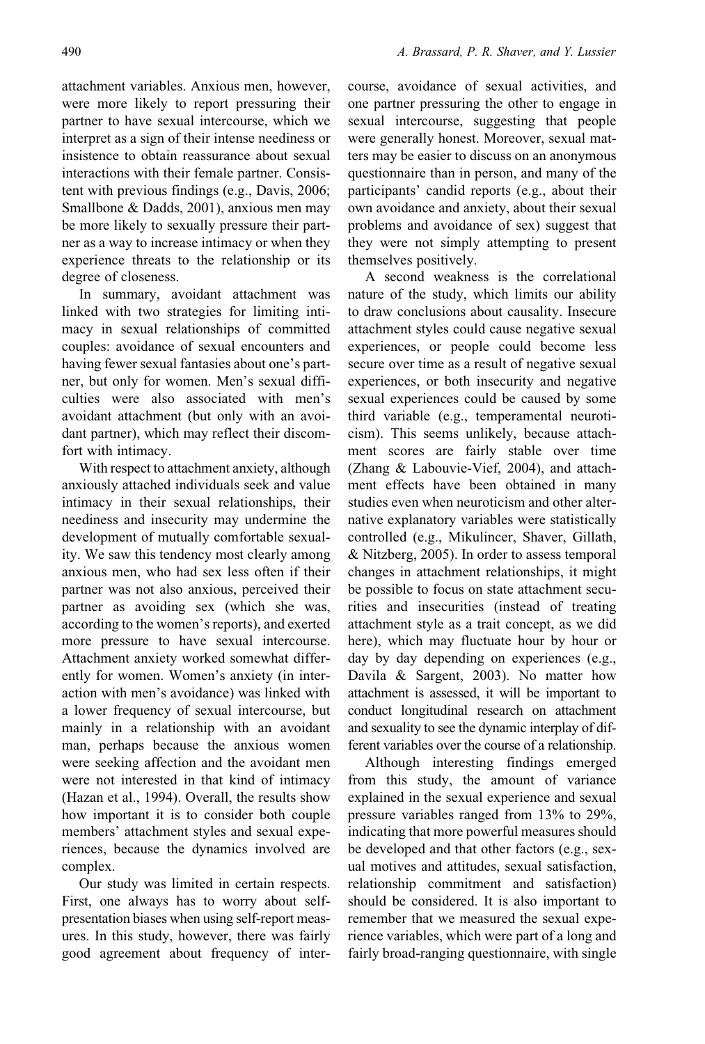attachment variables. Anxious men, however, were more likely to report pressuring their partner to have sexual intercourse, which we interpret as a sign of their intense neediness or insistence to obtain reassurance about sexual interactions with their female partner. Consistent with previous findings (e.g., Davis, 2006; Smallbone & Dadds, 2001), anxious men may be more likely to sexually pressure their partner as a way to increase intimacy or when they experience threats to the relationship or its degree of closeness.

In summary, avoidant attachment was linked with two strategies for limiting intimacy in sexual relationships of committed couples: avoidance of sexual encounters and having fewer sexual fantasies about one's partner, but only for women. Men's sexual difficulties were also associated with men's avoidant attachment (but only with an avoidant partner), which may reflect their discomfort with intimacy.

With respect to attachment anxiety, although anxiously attached individuals seek and value intimacy in their sexual relationships, their neediness and insecurity may undermine the development of mutually comfortable sexuality. We saw this tendency most clearly among anxious men, who had sex less often if their partner was not also anxious, perceived their partner as avoiding sex (which she was, according to the women's reports), and exerted more pressure to have sexual intercourse. Attachment anxiety worked somewhat differently for women. Women's anxiety (in interaction with men's avoidance) was linked with a lower frequency of sexual intercourse, but mainly in a relationship with an avoidant man, perhaps because the anxious women were seeking affection and the avoidant men were not interested in that kind of intimacy (Hazan et al., 1994). Overall, the results show how important it is to consider both couple members' attachment styles and sexual experiences, because the dynamics involved are complex.

Our study was limited in certain respects. First, one always has to worry about self-presentation biases when using self-report measures. In this study, however, there was fairly good agreement about frequency of intercourse, avoidance of sexual activities, and one partner pressuring the other to engage in sexual intercourse, suggesting that people were generally honest. Moreover, sexual matters may be easier to discuss on an anonymous questionnaire than in person, and many of the participants' candid reports (e.g., about their own avoidance and anxiety, about their sexual problems and avoidance of sex) suggest that they were not simply attempting to present themselves positively.

A second weakness is the correlational nature of the study, which limits our ability to draw conclusions about causality. Insecure attachment styles could cause negative sexual experiences, or people could become less secure over time as a result of negative sexual experiences, or both insecurity and negative sexual experiences could be caused by some third variable (e.g., temperamental neuroticism). This seems unlikely, because attachment scores are fairly stable over time (Zhang & Labouvie-Vief, 2004), and attachment effects have been obtained in many studies even when neuroticism and other alternative explanatory variables were statistically controlled (e.g., Mikulincer, Shaver, Gillath, & Nitzberg, 2005). In order to assess temporal changes in attachment relationships, it might be possible to focus on state attachment securities and insecurities (instead of treating attachment style as a trait concept, as we did here), which may fluctuate hour by hour or day by day depending on experiences (e.g., Davila & Sargent, 2003). No matter how attachment is assessed, it will be important to conduct longitudinal research on attachment and sexuality to see the dynamic interplay of different variables over the course of a relationship.

Although interesting findings emerged from this study, the amount of variance explained in the sexual experience and sexual pressure variables ranged from 13% to 29%, indicating that more powerful measures should be developed and that other factors (e.g., sexual motives and attitudes, sexual satisfaction, relationship commitment and satisfaction) should be considered. It is also important to remember that we measured the sexual experience variables, which were part of a long and fairly broad-ranging questionnaire, with single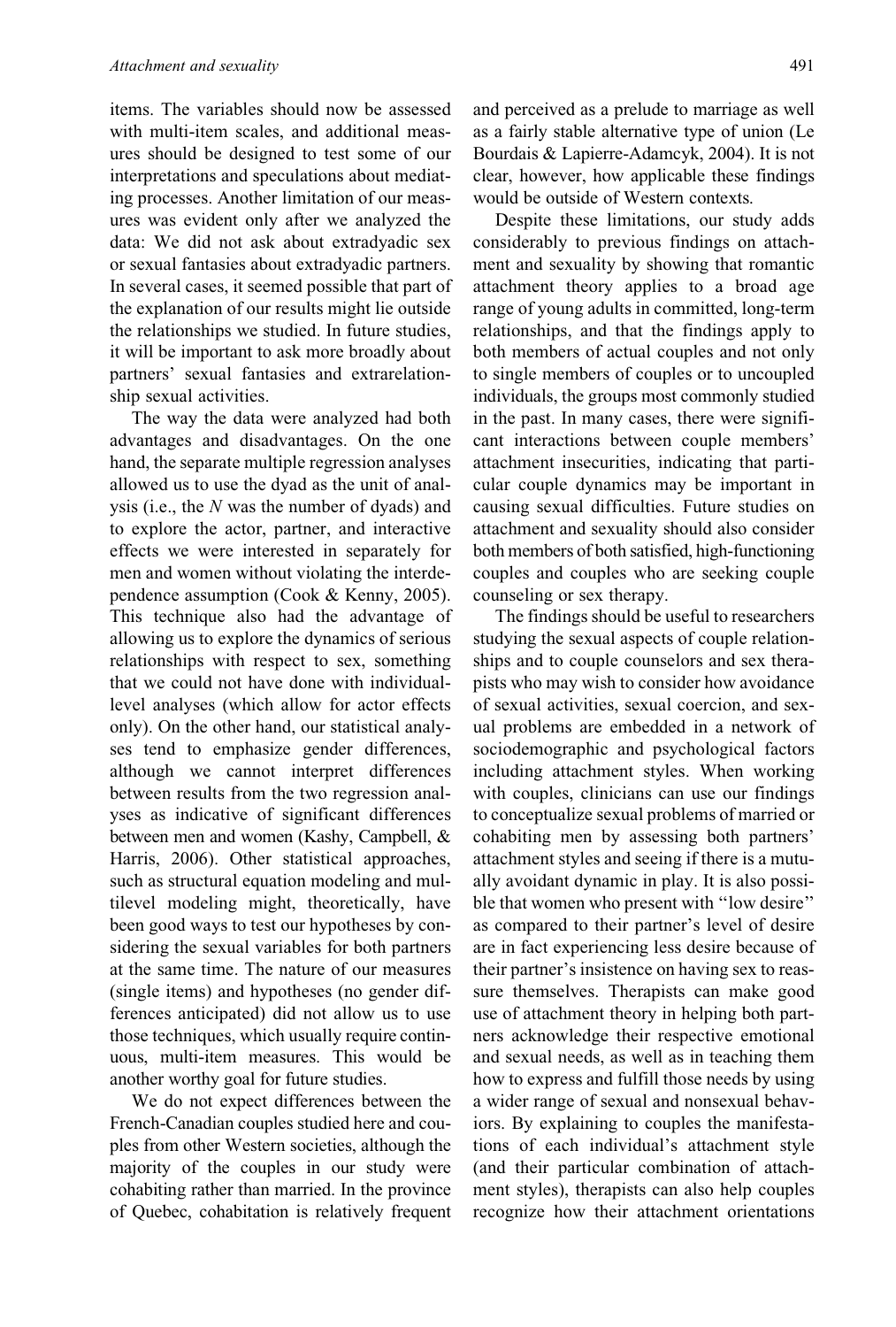items. The variables should now be assessed with multi-item scales, and additional measures should be designed to test some of our interpretations and speculations about mediating processes. Another limitation of our measures was evident only after we analyzed the data: We did not ask about extradyadic sex or sexual fantasies about extradyadic partners. In several cases, it seemed possible that part of the explanation of our results might lie outside the relationships we studied. In future studies, it will be important to ask more broadly about partners' sexual fantasies and extrarelationship sexual activities.

The way the data were analyzed had both advantages and disadvantages. On the one hand, the separate multiple regression analyses allowed us to use the dyad as the unit of analysis (i.e., the *N* was the number of dyads) and to explore the actor, partner, and interactive effects we were interested in separately for men and women without violating the interdependence assumption (Cook & Kenny, 2005). This technique also had the advantage of allowing us to explore the dynamics of serious relationships with respect to sex, something that we could not have done with individual-level analyses (which allow for actor effects only). On the other hand, our statistical analyses tend to emphasize gender differences, although we cannot interpret differences between results from the two regression analyses as indicative of significant differences between men and women (Kashy, Campbell, & Harris, 2006). Other statistical approaches, such as structural equation modeling and multilevel modeling might, theoretically, have been good ways to test our hypotheses by considering the sexual variables for both partners at the same time. The nature of our measures (single items) and hypotheses (no gender differences anticipated) did not allow us to use those techniques, which usually require continuous, multi-item measures. This would be another worthy goal for future studies.

We do not expect differences between the French-Canadian couples studied here and couples from other Western societies, although the majority of the couples in our study were cohabiting rather than married. In the province of Quebec, cohabitation is relatively frequent and perceived as a prelude to marriage as well as a fairly stable alternative type of union (Le Bourdais & Lapierre-Adamcyk, 2004). It is not clear, however, how applicable these findings would be outside of Western contexts.

Despite these limitations, our study adds considerably to previous findings on attachment and sexuality by showing that romantic attachment theory applies to a broad age range of young adults in committed, long-term relationships, and that the findings apply to both members of actual couples and not only to single members of couples or to uncoupled individuals, the groups most commonly studied in the past. In many cases, there were significant interactions between couple members' attachment insecurities, indicating that particular couple dynamics may be important in causing sexual difficulties. Future studies on attachment and sexuality should also consider both members of both satisfied, high-functioning couples and couples who are seeking couple counseling or sex therapy.

The findings should be useful to researchers studying the sexual aspects of couple relationships and to couple counselors and sex therapists who may wish to consider how avoidance of sexual activities, sexual coercion, and sexual problems are embedded in a network of sociodemographic and psychological factors including attachment styles. When working with couples, clinicians can use our findings to conceptualize sexual problems of married or cohabiting men by assessing both partners' attachment styles and seeing if there is a mutually avoidant dynamic in play. It is also possible that women who present with "low desire" as compared to their partner's level of desire are in fact experiencing less desire because of their partner's insistence on having sex to reassure themselves. Therapists can make good use of attachment theory in helping both partners acknowledge their respective emotional and sexual needs, as well as in teaching them how to express and fulfill those needs by using a wider range of sexual and nonsexual behaviors. By explaining to couples the manifestations of each individual's attachment style (and their particular combination of attachment styles), therapists can also help couples recognize how their attachment orientations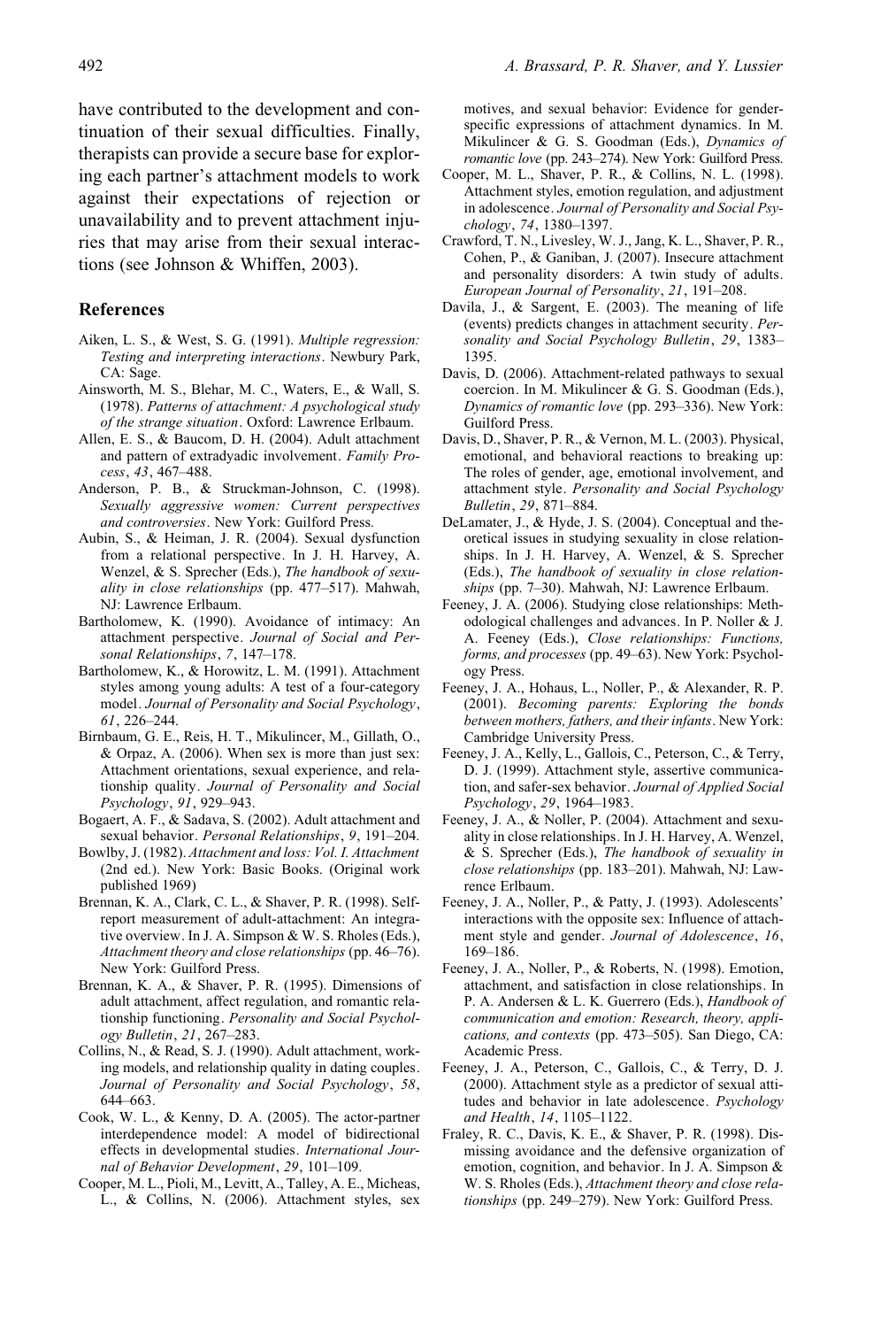have contributed to the development and continuation of their sexual difficulties. Finally, therapists can provide a secure base for exploring each partner's attachment models to work against their expectations of rejection or unavailability and to prevent attachment injuries that may arise from their sexual interactions (see Johnson & Whiffen, 2003).

### References

Aiken, L. S., & West, S. G. (1991). *Multiple regression: Testing and interpreting interactions*. Newbury Park, CA: Sage.

Ainsworth, M. S., Blehar, M. C., Waters, E., & Wall, S. (1978). *Patterns of attachment: A psychological study of the strange situation*. Oxford: Lawrence Erlbaum.

Allen, E. S., & Baucom, D. H. (2004). Adult attachment and pattern of extradyadic involvement. *Family Process*, *43*, 467–488.

Anderson, P. B., & Struckman-Johnson, C. (1998). *Sexually aggressive women: Current perspectives and controversies*. New York: Guilford Press.

Aubin, S., & Heiman, J. R. (2004). Sexual dysfunction from a relational perspective. In J. H. Harvey, A. Wenzel, & S. Sprecher (Eds.), *The handbook of sexuality in close relationships* (pp. 477–517). Mahwah, NJ: Lawrence Erlbaum.

Bartholomew, K. (1990). Avoidance of intimacy: An attachment perspective. *Journal of Social and Personal Relationships*, *7*, 147–178.

Bartholomew, K., & Horowitz, L. M. (1991). Attachment styles among young adults: A test of a four-category model. *Journal of Personality and Social Psychology*, *61*, 226–244.

Birnbaum, G. E., Reis, H. T., Mikulincer, M., Gillath, O., & Orpaz, A. (2006). When sex is more than just sex: Attachment orientations, sexual experience, and relationship quality. *Journal of Personality and Social Psychology*, *91*, 929–943.

Bogaert, A. F., & Sadava, S. (2002). Adult attachment and sexual behavior. *Personal Relationships*, *9*, 191–204.

Bowlby, J. (1982). *Attachment and loss: Vol. I. Attachment* (2nd ed.). New York: Basic Books. (Original work published 1969)

Brennan, K. A., Clark, C. L., & Shaver, P. R. (1998). Self-report measurement of adult-attachment: An integrative overview. In J. A. Simpson & W. S. Rholes (Eds.), *Attachment theory and close relationships* (pp. 46–76). New York: Guilford Press.

Brennan, K. A., & Shaver, P. R. (1995). Dimensions of adult attachment, affect regulation, and romantic relationship functioning. *Personality and Social Psychology Bulletin*, *21*, 267–283.

Collins, N., & Read, S. J. (1990). Adult attachment, working models, and relationship quality in dating couples. *Journal of Personality and Social Psychology*, *58*, 644–663.

Cook, W. L., & Kenny, D. A. (2005). The actor-partner interdependence model: A model of bidirectional effects in developmental studies. *International Journal of Behavior Development*, *29*, 101–109.

Cooper, M. L., Pioli, M., Levitt, A., Talley, A. E., Micheas, L., & Collins, N. (2006). Attachment styles, sex motives, and sexual behavior: Evidence for gender-specific expressions of attachment dynamics. In M. Mikulincer & G. S. Goodman (Eds.), *Dynamics of romantic love* (pp. 243–274). New York: Guilford Press.

Cooper, M. L., Shaver, P. R., & Collins, N. L. (1998). Attachment styles, emotion regulation, and adjustment in adolescence. *Journal of Personality and Social Psychology*, *74*, 1380–1397.

Crawford, T. N., Livesley, W. J., Jang, K. L., Shaver, P. R., Cohen, P., & Ganiban, J. (2007). Insecure attachment and personality disorders: A twin study of adults. *European Journal of Personality*, *21*, 191–208.

Davila, J., & Sargent, E. (2003). The meaning of life (events) predicts changes in attachment security. *Personality and Social Psychology Bulletin*, *29*, 1383–1395.

Davis, D. (2006). Attachment-related pathways to sexual coercion. In M. Mikulincer & G. S. Goodman (Eds.), *Dynamics of romantic love* (pp. 293–336). New York: Guilford Press.

Davis, D., Shaver, P. R., & Vernon, M. L. (2003). Physical, emotional, and behavioral reactions to breaking up: The roles of gender, age, emotional involvement, and attachment style. *Personality and Social Psychology Bulletin*, *29*, 871–884.

DeLamater, J., & Hyde, J. S. (2004). Conceptual and theoretical issues in studying sexuality in close relationships. In J. H. Harvey, A. Wenzel, & S. Sprecher (Eds.), *The handbook of sexuality in close relationships* (pp. 7–30). Mahwah, NJ: Lawrence Erlbaum.

Feeney, J. A. (2006). Studying close relationships: Methodological challenges and advances. In P. Noller & J. A. Feeney (Eds.), *Close relationships: Functions, forms, and processes* (pp. 49–63). New York: Psychology Press.

Feeney, J. A., Hohaus, L., Noller, P., & Alexander, R. P. (2001). *Becoming parents: Exploring the bonds between mothers, fathers, and their infants*. New York: Cambridge University Press.

Feeney, J. A., Kelly, L., Gallois, C., Peterson, C., & Terry, D. J. (1999). Attachment style, assertive communication, and safer-sex behavior. *Journal of Applied Social Psychology*, *29*, 1964–1983.

Feeney, J. A., & Noller, P. (2004). Attachment and sexuality in close relationships. In J. H. Harvey, A. Wenzel, & S. Sprecher (Eds.), *The handbook of sexuality in close relationships* (pp. 183–201). Mahwah, NJ: Lawrence Erlbaum.

Feeney, J. A., Noller, P., & Patty, J. (1993). Adolescents' interactions with the opposite sex: Influence of attachment style and gender. *Journal of Adolescence*, *16*, 169–186.

Feeney, J. A., Noller, P., & Roberts, N. (1998). Emotion, attachment, and satisfaction in close relationships. In P. A. Andersen & L. K. Guerrero (Eds.), *Handbook of communication and emotion: Research, theory, applications, and contexts* (pp. 473–505). San Diego, CA: Academic Press.

Feeney, J. A., Peterson, C., Gallois, C., & Terry, D. J. (2000). Attachment style as a predictor of sexual attitudes and behavior in late adolescence. *Psychology and Health*, *14*, 1105–1122.

Fraley, R. C., Davis, K. E., & Shaver, P. R. (1998). Dismissing avoidance and the defensive organization of emotion, cognition, and behavior. In J. A. Simpson & W. S. Rholes (Eds.), *Attachment theory and close relationships* (pp. 249–279). New York: Guilford Press.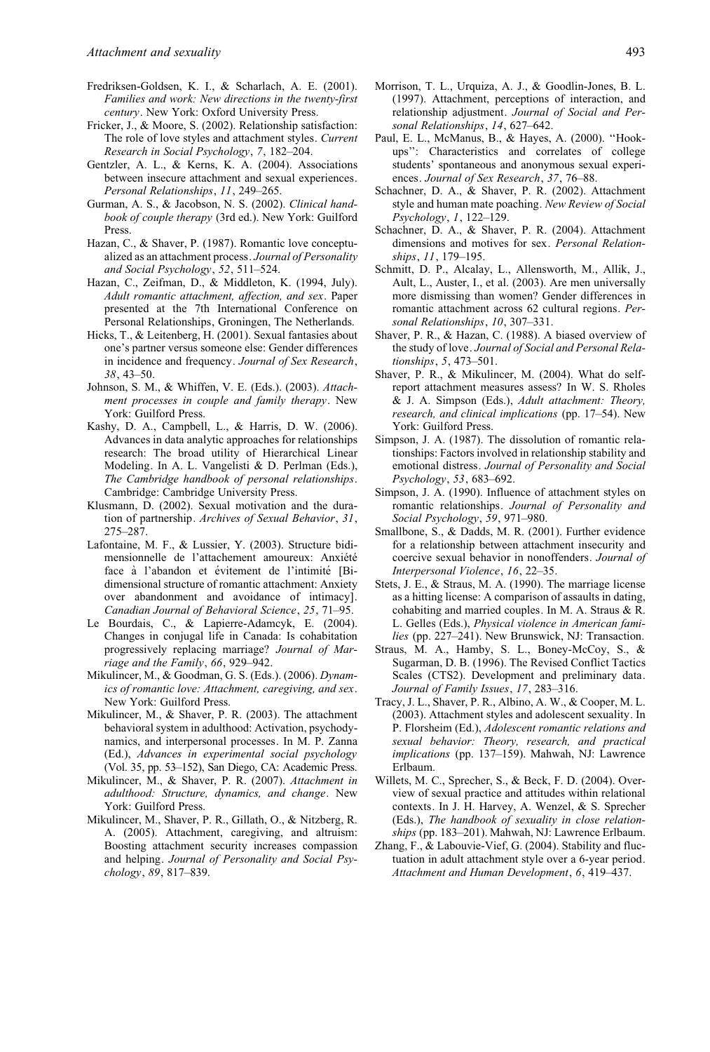Fredriksen-Goldsen, K. I., & Scharlach, A. E. (2001). *Families and work: New directions in the twenty-first century*. New York: Oxford University Press.

Fricker, J., & Moore, S. (2002). Relationship satisfaction: The role of love styles and attachment styles. *Current Research in Social Psychology*, *7*, 182–204.

Gentzler, A. L., & Kerns, K. A. (2004). Associations between insecure attachment and sexual experiences. *Personal Relationships*, *11*, 249–265.

Gurman, A. S., & Jacobson, N. S. (2002). *Clinical handbook of couple therapy* (3rd ed.). New York: Guilford Press.

Hazan, C., & Shaver, P. (1987). Romantic love conceptualized as an attachment process. *Journal of Personality and Social Psychology*, *52*, 511–524.

Hazan, C., Zeifman, D., & Middleton, K. (1994, July). *Adult romantic attachment, affection, and sex*. Paper presented at the 7th International Conference on Personal Relationships, Groningen, The Netherlands.

Hicks, T., & Leitenberg, H. (2001). Sexual fantasies about one's partner versus someone else: Gender differences in incidence and frequency. *Journal of Sex Research*, *38*, 43–50.

Johnson, S. M., & Whiffen, V. E. (Eds.). (2003). *Attachment processes in couple and family therapy*. New York: Guilford Press.

Kashy, D. A., Campbell, L., & Harris, D. W. (2006). Advances in data analytic approaches for relationships research: The broad utility of Hierarchical Linear Modeling. In A. L. Vangelisti & D. Perlman (Eds.), *The Cambridge handbook of personal relationships*. Cambridge: Cambridge University Press.

Klusmann, D. (2002). Sexual motivation and the duration of partnership. *Archives of Sexual Behavior*, *31*, 275–287.

Lafontaine, M. F., & Lussier, Y. (2003). Structure bidimensionnelle de l'attachement amoureux: Anxiété face à l'abandon et évitement de l'intimité [Bidimensional structure of romantic attachment: Anxiety over abandonment and avoidance of intimacy]. *Canadian Journal of Behavioral Science*, *25*, 71–95.

Le Bourdais, C., & Lapierre-Adamcyk, E. (2004). Changes in conjugal life in Canada: Is cohabitation progressively replacing marriage? *Journal of Marriage and the Family*, *66*, 929–942.

Mikulincer, M., & Goodman, G. S. (Eds.). (2006). *Dynamics of romantic love: Attachment, caregiving, and sex*. New York: Guilford Press.

Mikulincer, M., & Shaver, P. R. (2003). The attachment behavioral system in adulthood: Activation, psychodynamics, and interpersonal processes. In M. P. Zanna (Ed.), *Advances in experimental social psychology* (Vol. 35, pp. 53–152), San Diego, CA: Academic Press.

Mikulincer, M., & Shaver, P. R. (2007). *Attachment in adulthood: Structure, dynamics, and change*. New York: Guilford Press.

Mikulincer, M., Shaver, P. R., Gillath, O., & Nitzberg, R. A. (2005). Attachment, caregiving, and altruism: Boosting attachment security increases compassion and helping. *Journal of Personality and Social Psychology*, *89*, 817–839.

Morrison, T. L., Urquiza, A. J., & Goodlin-Jones, B. L. (1997). Attachment, perceptions of interaction, and relationship adjustment. *Journal of Social and Personal Relationships*, *14*, 627–642.

Paul, E. L., McManus, B., & Hayes, A. (2000). ''Hookups'': Characteristics and correlates of college students' spontaneous and anonymous sexual experiences. *Journal of Sex Research*, *37*, 76–88.

Schachner, D. A., & Shaver, P. R. (2002). Attachment style and human mate poaching. *New Review of Social Psychology*, *1*, 122–129.

Schachner, D. A., & Shaver, P. R. (2004). Attachment dimensions and motives for sex. *Personal Relationships*, *11*, 179–195.

Schmitt, D. P., Alcalay, L., Allensworth, M., Allik, J., Ault, L., Auster, I., et al. (2003). Are men universally more dismissing than women? Gender differences in romantic attachment across 62 cultural regions. *Personal Relationships*, *10*, 307–331.

Shaver, P. R., & Hazan, C. (1988). A biased overview of the study of love. *Journal of Social and Personal Relationships*, *5*, 473–501.

Shaver, P. R., & Mikulincer, M. (2004). What do self-report attachment measures assess? In W. S. Rholes & J. A. Simpson (Eds.), *Adult attachment: Theory, research, and clinical implications* (pp. 17–54). New York: Guilford Press.

Simpson, J. A. (1987). The dissolution of romantic relationships: Factors involved in relationship stability and emotional distress. *Journal of Personality and Social Psychology*, *53*, 683–692.

Simpson, J. A. (1990). Influence of attachment styles on romantic relationships. *Journal of Personality and Social Psychology*, *59*, 971–980.

Smallbone, S., & Dadds, M. R. (2001). Further evidence for a relationship between attachment insecurity and coercive sexual behavior in nonoffenders. *Journal of Interpersonal Violence*, *16*, 22–35.

Stets, J. E., & Straus, M. A. (1990). The marriage license as a hitting license: A comparison of assaults in dating, cohabiting and married couples. In M. A. Straus & R. L. Gelles (Eds.), *Physical violence in American families* (pp. 227–241). New Brunswick, NJ: Transaction.

Straus, M. A., Hamby, S. L., Boney-McCoy, S., & Sugarman, D. B. (1996). The Revised Conflict Tactics Scales (CTS2). Development and preliminary data. *Journal of Family Issues*, *17*, 283–316.

Tracy, J. L., Shaver, P. R., Albino, A. W., & Cooper, M. L. (2003). Attachment styles and adolescent sexuality. In P. Florsheim (Ed.), *Adolescent romantic relations and sexual behavior: Theory, research, and practical implications* (pp. 137–159). Mahwah, NJ: Lawrence Erlbaum.

Willets, M. C., Sprecher, S., & Beck, F. D. (2004). Overview of sexual practice and attitudes within relational contexts. In J. H. Harvey, A. Wenzel, & S. Sprecher (Eds.), *The handbook of sexuality in close relationships* (pp. 183–201). Mahwah, NJ: Lawrence Erlbaum.

Zhang, F., & Labouvie-Vief, G. (2004). Stability and fluctuation in adult attachment style over a 6-year period. *Attachment and Human Development*, *6*, 419–437.